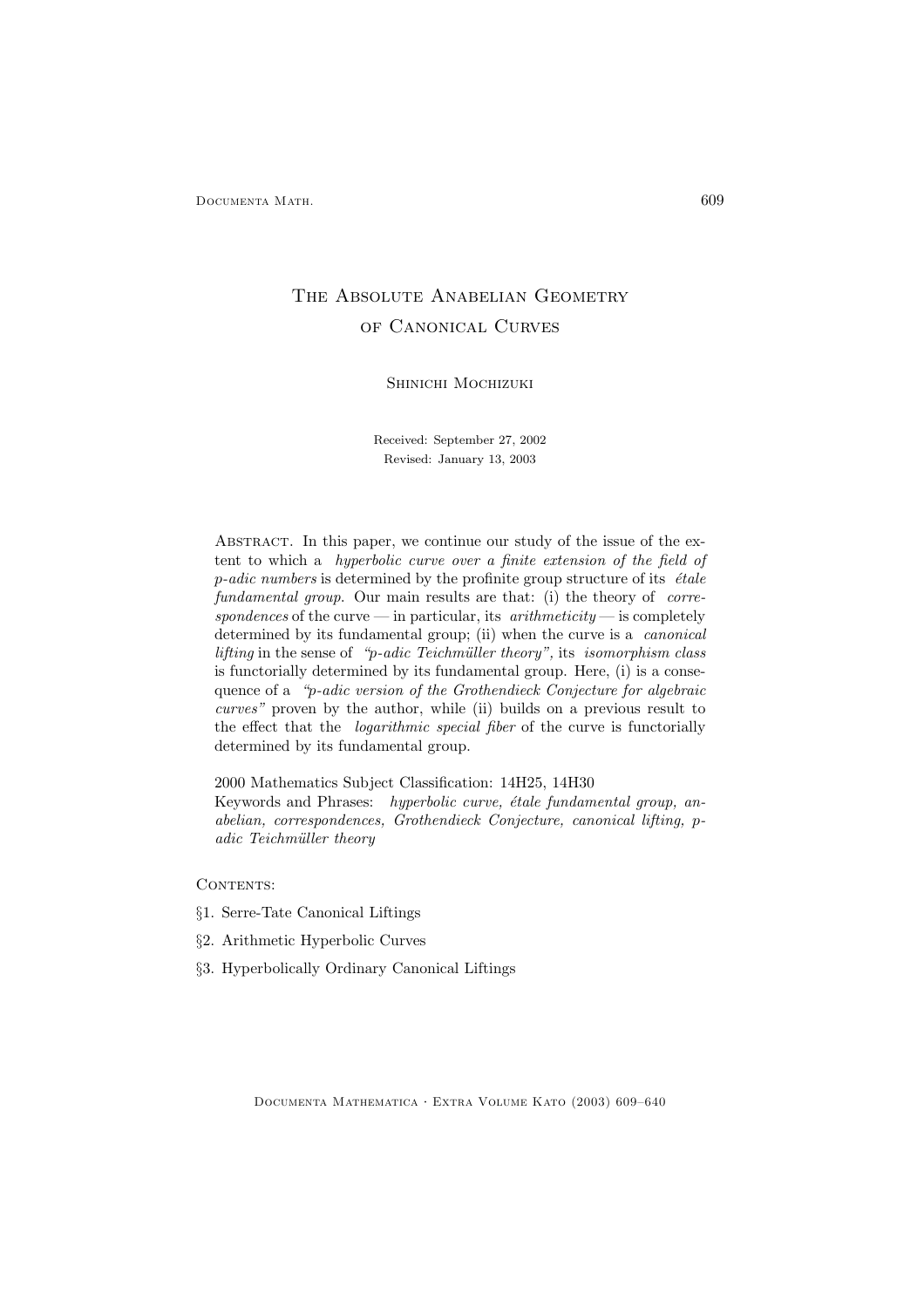# The Absolute Anabelian Geometry of Canonical Curves

Shinichi Mochizuki

Received: September 27, 2002

Revised: January 13, 2003

Abstract. In this paper, we continue our study of the issue of the extent to which a *hyperbolic curve over a finite extension of the field of p-adic numbers* is determined by the profinite group structure of its *étale fundamental group*. Our main results are that: (i) the theory of *correspondences* of the curve — in particular, its *arithmeticity* — is completely determined by its fundamental group; (ii) when the curve is a *canonical lifting* in the sense of *"p-adic Teichmüller theory"*, its *isomorphism class* is functorially determined by its fundamental group. Here, (i) is a consequence of a *"p-adic version of the Grothendieck Conjecture for algebraic curves"* proven by the author, while (ii) builds on a previous result to the effect that the *logarithmic special fiber* of the curve is functorially determined by its fundamental group.

2000 Mathematics Subject Classification: 14H25, 14H30

Keywords and Phrases: *hyperbolic curve, étale fundamental group, anabelian, correspondences, Grothendieck Conjecture, canonical lifting, p-adic Teichmüller theory*

Contents:

§1. Serre-Tate Canonical Liftings

§2. Arithmetic Hyperbolic Curves

§3. Hyperbolically Ordinary Canonical Liftings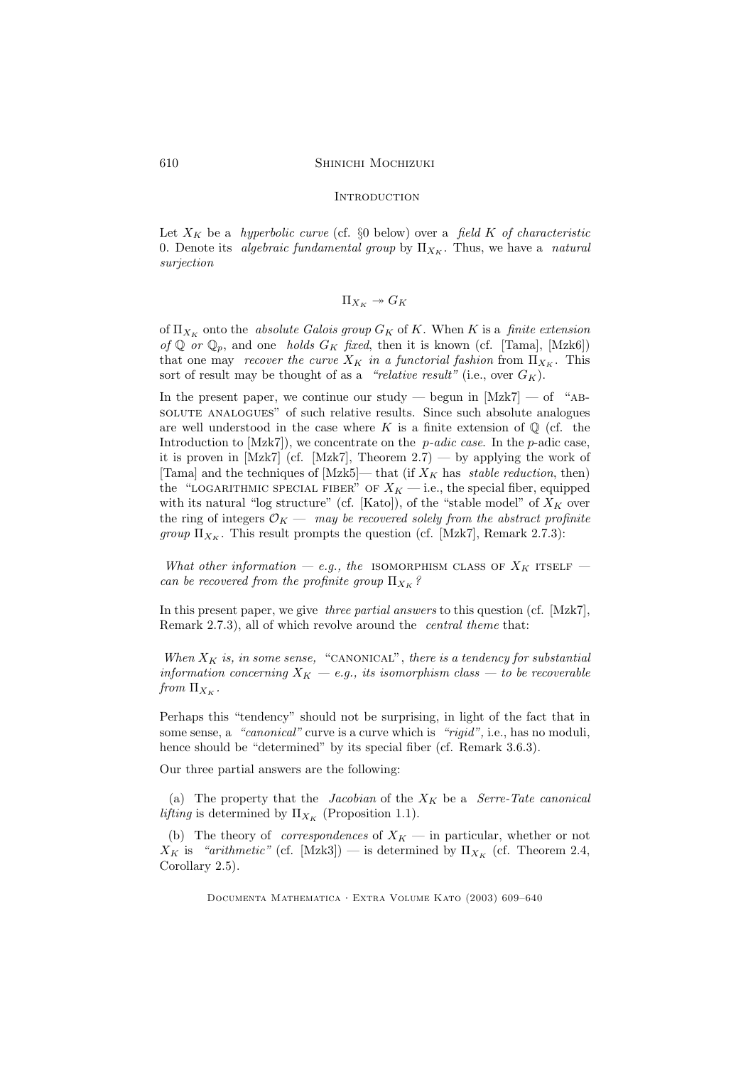## Introduction

Let $X_K$ be a *hyperbolic curve* (cf. §0 below) over a *field $K$ of characteristic* 0. Denote its *algebraic fundamental group* by $\Pi_{X_K}$. Thus, we have a *natural surjection*

$$\Pi_{X_K} \twoheadrightarrow G_K$$

of $\Pi_{X_K}$ onto the *absolute Galois group* $G_K$ of $K$. When $K$ is a *finite extension of* $\mathbb{Q}$ *or* $\mathbb{Q}_p$, and one *holds $G_K$ fixed*, then it is known (cf. [Tama], [Mzk6]) that one may *recover the curve $X_K$ in a functorial fashion* from $\Pi_{X_K}$. This sort of result may be thought of as a *"relative result"* (i.e., over $G_K$).

In the present paper, we continue our study — begun in [Mzk7] — of "ABSOLUTE ANALOGUES" of such relative results. Since such absolute analogues are well understood in the case where $K$ is a finite extension of $\mathbb{Q}$ (cf. the Introduction to [Mzk7]), we concentrate on the *p-adic case*. In the $p$-adic case, it is proven in [Mzk7] (cf. [Mzk7], Theorem 2.7) — by applying the work of [Tama] and the techniques of [Mzk5]— that (if $X_K$ has *stable reduction*, then) the "LOGARITHMIC SPECIAL FIBER" OF $X_K$ — i.e., the special fiber, equipped with its natural "log structure" (cf. [Kato]), of the "stable model" of $X_K$ over the ring of integers $\mathcal{O}_K$ — *may be recovered solely from the abstract profinite group* $\Pi_{X_K}$. This result prompts the question (cf. [Mzk7], Remark 2.7.3):

*What other information — e.g., the* ISOMORPHISM CLASS OF $X_K$ ITSELF *— can be recovered from the profinite group $\Pi_{X_K}$?*

In this present paper, we give *three partial answers* to this question (cf. [Mzk7], Remark 2.7.3), all of which revolve around the *central theme* that:

*When $X_K$ is, in some sense,* "CANONICAL"*, there is a tendency for substantial information concerning $X_K$ — e.g., its isomorphism class — to be recoverable from $\Pi_{X_K}$.*

Perhaps this "tendency" should not be surprising, in light of the fact that in some sense, a *"canonical"* curve is a curve which is *"rigid"*, i.e., has no moduli, hence should be "determined" by its special fiber (cf. Remark 3.6.3).

Our three partial answers are the following:

(a) The property that the *Jacobian* of the $X_K$ be a *Serre-Tate canonical lifting* is determined by $\Pi_{X_K}$ (Proposition 1.1).

(b) The theory of *correspondences* of $X_K$ — in particular, whether or not $X_K$ is *"arithmetic"* (cf. [Mzk3]) — is determined by $\Pi_{X_K}$ (cf. Theorem 2.4, Corollary 2.5).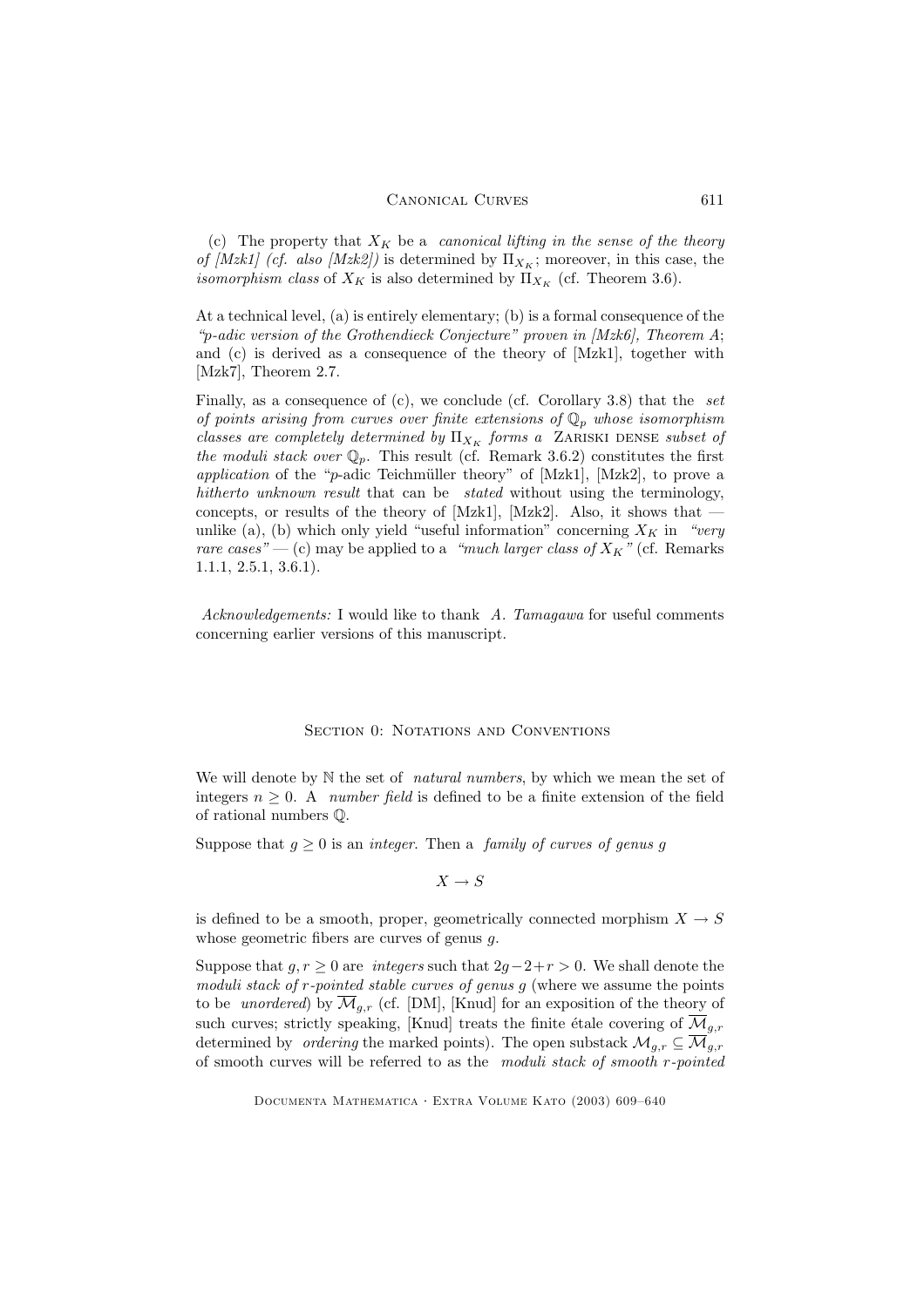(c) The property that $X_K$ be a *canonical lifting in the sense of the theory of [Mzk1] (cf. also [Mzk2])* is determined by $\Pi_{X_K}$; moreover, in this case, the *isomorphism class* of $X_K$ is also determined by $\Pi_{X_K}$ (cf. Theorem 3.6).

At a technical level, (a) is entirely elementary; (b) is a formal consequence of the *"p-adic version of the Grothendieck Conjecture" proven in [Mzk6], Theorem A*; and (c) is derived as a consequence of the theory of [Mzk1], together with [Mzk7], Theorem 2.7.

Finally, as a consequence of (c), we conclude (cf. Corollary 3.8) that the *set of points arising from curves over finite extensions of $\mathbb{Q}_p$ whose isomorphism classes are completely determined by $\Pi_{X_K}$ forms a* Zariski dense *subset of the moduli stack over $\mathbb{Q}_p$*. This result (cf. Remark 3.6.2) constitutes the first *application* of the "$p$-adic Teichmüller theory" of [Mzk1], [Mzk2], to prove a *hitherto unknown result* that can be *stated* without using the terminology, concepts, or results of the theory of [Mzk1], [Mzk2]. Also, it shows that — unlike (a), (b) which only yield "useful information" concerning $X_K$ in *"very rare cases"* — (c) may be applied to a *"much larger class of $X_K$"* (cf. Remarks 1.1.1, 2.5.1, 3.6.1).

*Acknowledgements:* I would like to thank *A. Tamagawa* for useful comments concerning earlier versions of this manuscript.

## Section 0: Notations and Conventions

We will denote by $\mathbb{N}$ the set of *natural numbers*, by which we mean the set of integers $n \geq 0$. A *number field* is defined to be a finite extension of the field of rational numbers $\mathbb{Q}$.

Suppose that $g \geq 0$ is an *integer*. Then a *family of curves of genus g*

$$X \to S$$

is defined to be a smooth, proper, geometrically connected morphism $X \to S$ whose geometric fibers are curves of genus $g$.

Suppose that $g, r \geq 0$ are *integers* such that $2g - 2 + r > 0$. We shall denote the *moduli stack of r-pointed stable curves of genus g* (where we assume the points to be *unordered*) by $\overline{\mathcal{M}}_{g,r}$ (cf. [DM], [Knud] for an exposition of the theory of such curves; strictly speaking, [Knud] treats the finite étale covering of $\overline{\mathcal{M}}_{g,r}$ determined by *ordering* the marked points). The open substack $\mathcal{M}_{g,r} \subseteq \overline{\mathcal{M}}_{g,r}$ of smooth curves will be referred to as the *moduli stack of smooth r-pointed*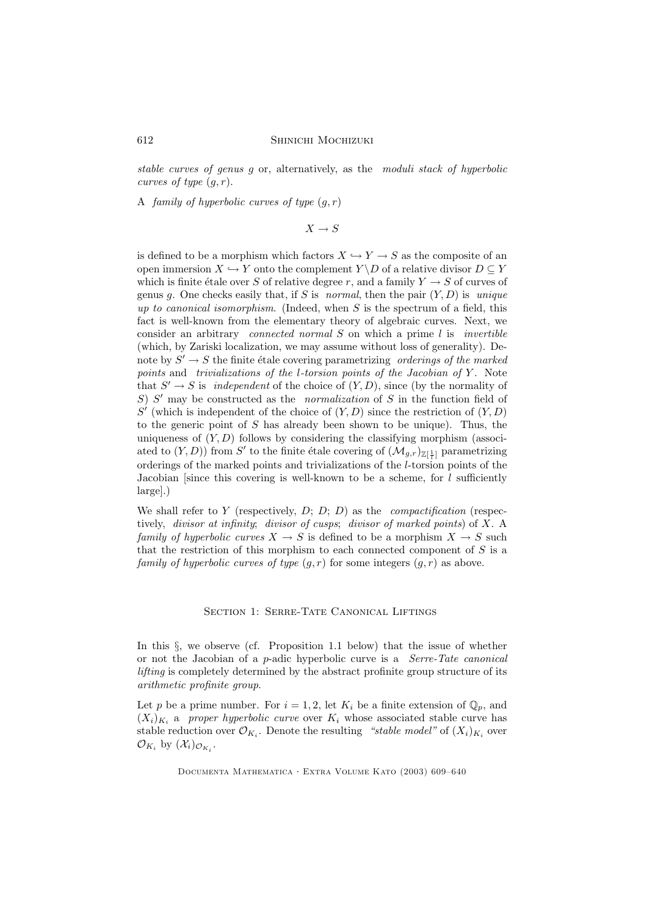*stable curves of genus $g$* or, alternatively, as the *moduli stack of hyperbolic curves of type $(g, r)$*.

A *family of hyperbolic curves of type $(g, r)$*

$$X \to S$$

is defined to be a morphism which factors $X \hookrightarrow Y \to S$ as the composite of an open immersion $X \hookrightarrow Y$ onto the complement $Y \backslash D$ of a relative divisor $D \subseteq Y$ which is finite étale over $S$ of relative degree $r$, and a family $Y \to S$ of curves of genus $g$. One checks easily that, if $S$ is *normal*, then the pair $(Y, D)$ is *unique up to canonical isomorphism*. (Indeed, when $S$ is the spectrum of a field, this fact is well-known from the elementary theory of algebraic curves. Next, we consider an arbitrary *connected normal* $S$ on which a prime $l$ is *invertible* (which, by Zariski localization, we may assume without loss of generality). Denote by $S' \to S$ the finite étale covering parametrizing *orderings of the marked points* and *trivializations of the $l$-torsion points of the Jacobian of $Y$*. Note that $S' \to S$ is *independent* of the choice of $(Y, D)$, since (by the normality of $S$) $S'$ may be constructed as the *normalization* of $S$ in the function field of $S'$ (which is independent of the choice of $(Y, D)$ since the restriction of $(Y, D)$ to the generic point of $S$ has already been shown to be unique). Thus, the uniqueness of $(Y, D)$ follows by considering the classifying morphism (associated to $(Y, D)$) from $S'$ to the finite étale covering of $(\mathcal{M}_{g,r})_{\mathbb{Z}[\frac{1}{l}]}$ parametrizing orderings of the marked points and trivializations of the $l$-torsion points of the Jacobian [since this covering is well-known to be a scheme, for $l$ sufficiently large].)

We shall refer to $Y$ (respectively, $D$; $D$; $D$) as the *compactification* (respectively, *divisor at infinity*; *divisor of cusps*; *divisor of marked points*) of $X$. A *family of hyperbolic curves* $X \to S$ is defined to be a morphism $X \to S$ such that the restriction of this morphism to each connected component of $S$ is a *family of hyperbolic curves of type $(g, r)$* for some integers $(g, r)$ as above.

## Section 1: Serre-Tate Canonical Liftings

In this §, we observe (cf. Proposition 1.1 below) that the issue of whether or not the Jacobian of a $p$-adic hyperbolic curve is a *Serre-Tate canonical lifting* is completely determined by the abstract profinite group structure of its *arithmetic profinite group*.

Let $p$ be a prime number. For $i = 1, 2$, let $K_i$ be a finite extension of $\mathbb{Q}_p$, and $(X_i)_{K_i}$ a *proper hyperbolic curve* over $K_i$ whose associated stable curve has stable reduction over $\mathcal{O}_{K_i}$. Denote the resulting *"stable model"* of $(X_i)_{K_i}$ over $\mathcal{O}_{K_i}$ by $(\mathcal{X}_i)_{\mathcal{O}_{K_i}}$.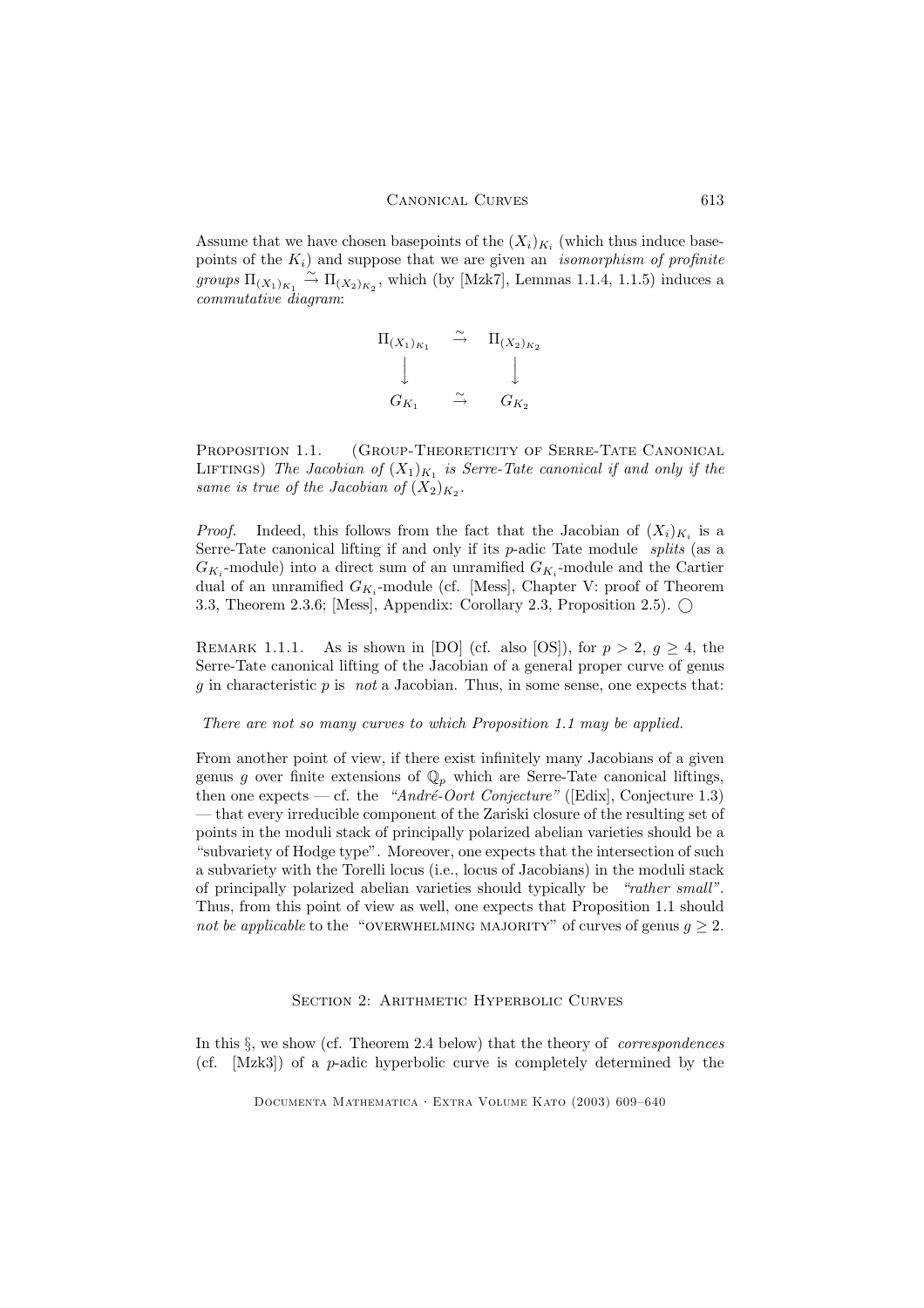Assume that we have chosen basepoints of the $(X_i)_{K_i}$ (which thus induce basepoints of the $K_i$) and suppose that we are given an *isomorphism of profinite groups* $\Pi_{(X_1)_{K_1}} \stackrel{\sim}{\to} \Pi_{(X_2)_{K_2}}$, which (by [Mzk7], Lemmas 1.1.4, 1.1.5) induces a *commutative diagram*:

$$\begin{array}{ccc} \Pi_{(X_1)_{K_1}} & \stackrel{\sim}{\to} & \Pi_{(X_2)_{K_2}} \\ \downarrow & & \downarrow \\ G_{K_1} & \stackrel{\sim}{\to} & G_{K_2} \end{array}$$

Proposition 1.1. (Group-Theoreticity of Serre-Tate Canonical Liftings) *The Jacobian of $(X_1)_{K_1}$ is Serre-Tate canonical if and only if the same is true of the Jacobian of $(X_2)_{K_2}$.*

*Proof.* Indeed, this follows from the fact that the Jacobian of $(X_i)_{K_i}$ is a Serre-Tate canonical lifting if and only if its $p$-adic Tate module *splits* (as a $G_{K_i}$-module) into a direct sum of an unramified $G_{K_i}$-module and the Cartier dual of an unramified $G_{K_i}$-module (cf. [Mess], Chapter V: proof of Theorem 3.3, Theorem 2.3.6; [Mess], Appendix: Corollary 2.3, Proposition 2.5). ○

Remark 1.1.1. As is shown in [DO] (cf. also [OS]), for $p > 2$, $g \geq 4$, the Serre-Tate canonical lifting of the Jacobian of a general proper curve of genus $g$ in characteristic $p$ is *not* a Jacobian. Thus, in some sense, one expects that:

*There are not so many curves to which Proposition 1.1 may be applied.*

From another point of view, if there exist infinitely many Jacobians of a given genus $g$ over finite extensions of $\mathbb{Q}_p$ which are Serre-Tate canonical liftings, then one expects — cf. the *"André-Oort Conjecture"* ([Edix], Conjecture 1.3) — that every irreducible component of the Zariski closure of the resulting set of points in the moduli stack of principally polarized abelian varieties should be a "subvariety of Hodge type". Moreover, one expects that the intersection of such a subvariety with the Torelli locus (i.e., locus of Jacobians) in the moduli stack of principally polarized abelian varieties should typically be *"rather small"*. Thus, from this point of view as well, one expects that Proposition 1.1 should *not be applicable* to the "overwhelming majority" of curves of genus $g \geq 2$.

## Section 2: Arithmetic Hyperbolic Curves

In this §, we show (cf. Theorem 2.4 below) that the theory of *correspondences* (cf. [Mzk3]) of a $p$-adic hyperbolic curve is completely determined by the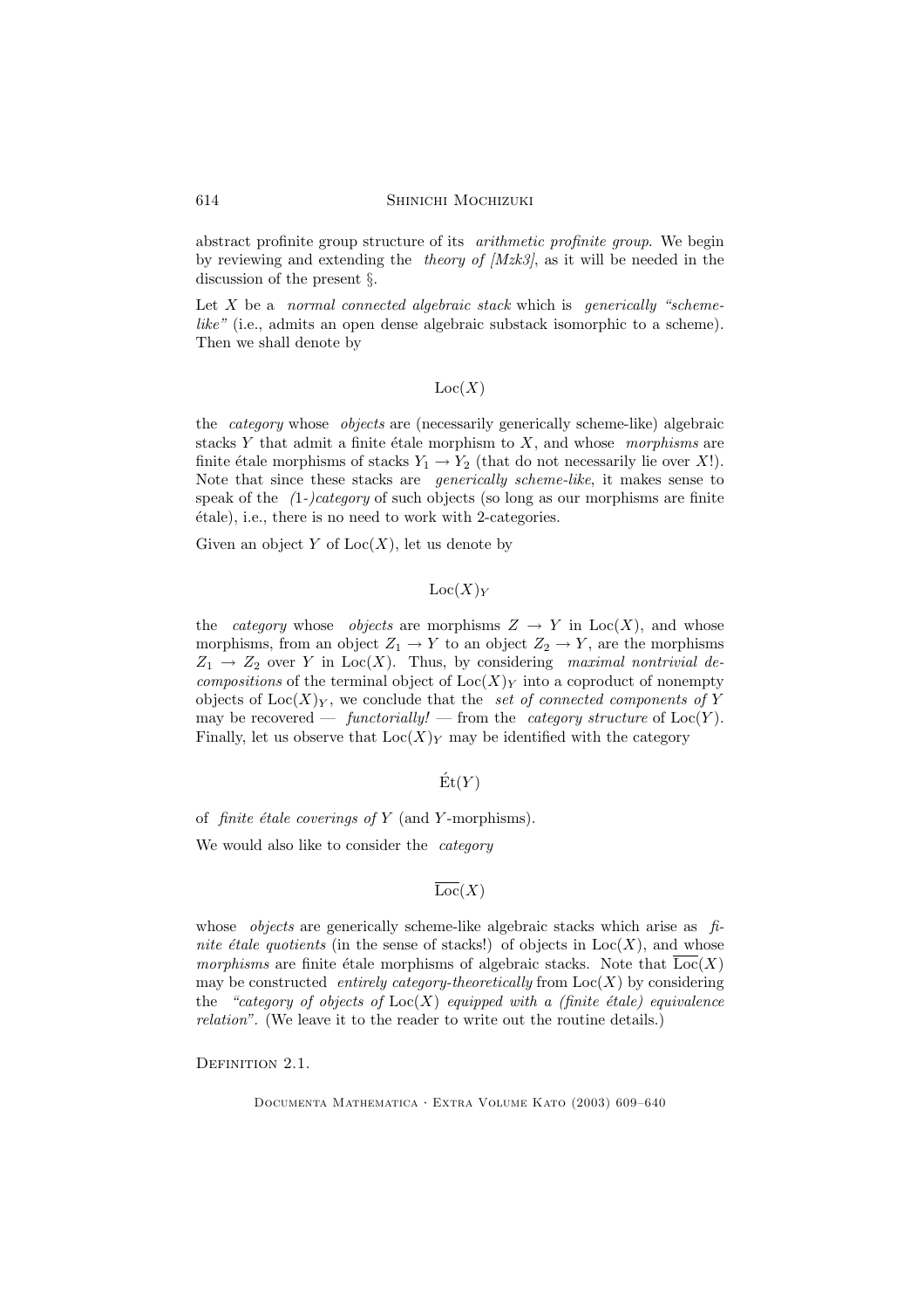abstract profinite group structure of its *arithmetic profinite group*. We begin by reviewing and extending the *theory of [Mzk3]*, as it will be needed in the discussion of the present §.

Let $X$ be a *normal connected algebraic stack* which is *generically "scheme-like"* (i.e., admits an open dense algebraic substack isomorphic to a scheme). Then we shall denote by

$$\mathrm{Loc}(X)$$

the *category* whose *objects* are (necessarily generically scheme-like) algebraic stacks $Y$ that admit a finite étale morphism to $X$, and whose *morphisms* are finite étale morphisms of stacks $Y_1 \to Y_2$ (that do not necessarily lie over $X$!). Note that since these stacks are *generically scheme-like*, it makes sense to speak of the *(1-)category* of such objects (so long as our morphisms are finite étale), i.e., there is no need to work with 2-categories.

Given an object $Y$ of $\mathrm{Loc}(X)$, let us denote by

$$\mathrm{Loc}(X)_Y$$

the *category* whose *objects* are morphisms $Z \to Y$ in $\mathrm{Loc}(X)$, and whose morphisms, from an object $Z_1 \to Y$ to an object $Z_2 \to Y$, are the morphisms $Z_1 \to Z_2$ over $Y$ in $\mathrm{Loc}(X)$. Thus, by considering *maximal nontrivial decompositions* of the terminal object of $\mathrm{Loc}(X)_Y$ into a coproduct of nonempty objects of $\mathrm{Loc}(X)_Y$, we conclude that the *set of connected components of* $Y$ may be recovered — *functorially!* — from the *category structure* of $\mathrm{Loc}(Y)$. Finally, let us observe that $\mathrm{Loc}(X)_Y$ may be identified with the category

$$\acute{\mathrm{E}}\mathrm{t}(Y)$$

of *finite étale coverings of* $Y$ (and $Y$-morphisms).

We would also like to consider the *category*

$$\overline{\mathrm{Loc}}(X)$$

whose *objects* are generically scheme-like algebraic stacks which arise as *finite étale quotients* (in the sense of stacks!) of objects in $\mathrm{Loc}(X)$, and whose *morphisms* are finite étale morphisms of algebraic stacks. Note that $\overline{\mathrm{Loc}}(X)$ may be constructed *entirely category-theoretically* from $\mathrm{Loc}(X)$ by considering the *"category of objects of* $\mathrm{Loc}(X)$ *equipped with a (finite étale) equivalence relation"*. (We leave it to the reader to write out the routine details.)

Definition 2.1.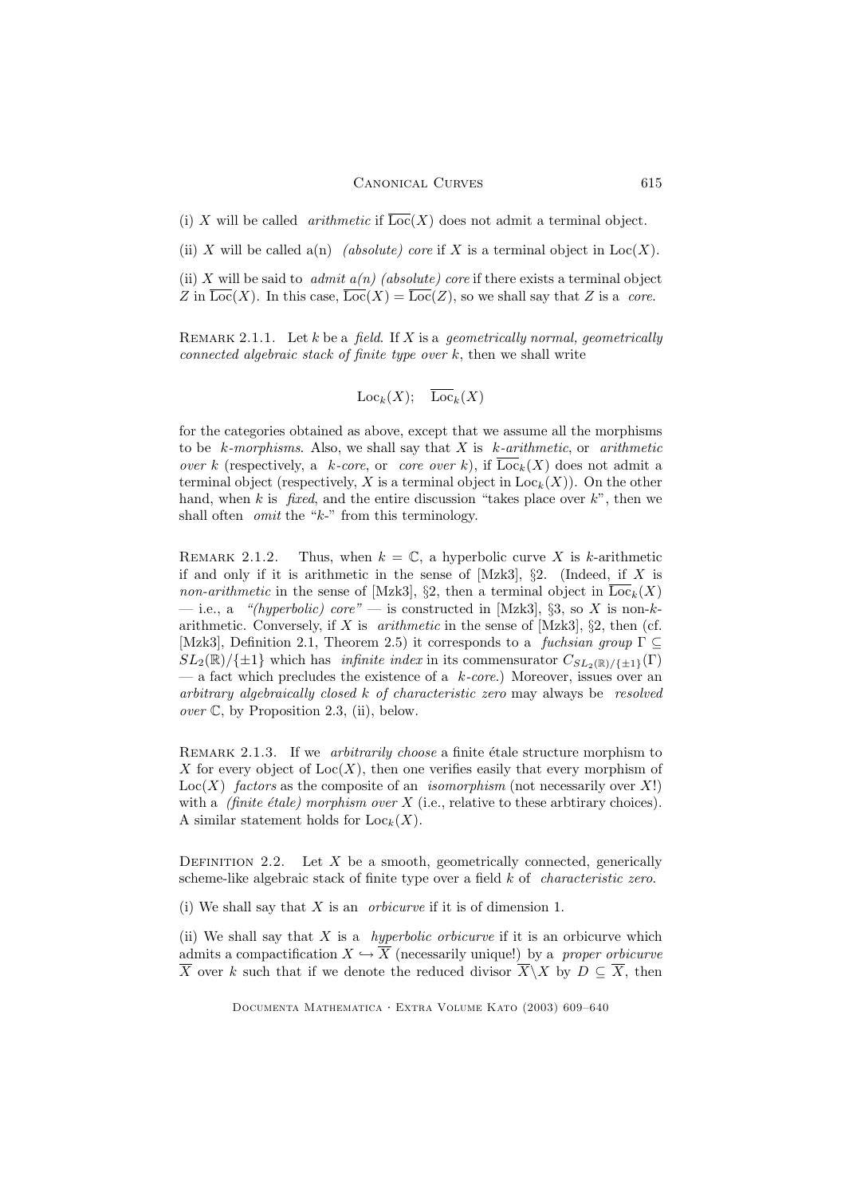(i) $X$ will be called *arithmetic* if $\overline{\mathrm{Loc}}(X)$ does not admit a terminal object.

(ii) $X$ will be called a(n) *(absolute) core* if $X$ is a terminal object in $\mathrm{Loc}(X)$.

(ii) $X$ will be said to *admit a(n) (absolute) core* if there exists a terminal object $Z$ in $\overline{\mathrm{Loc}}(X)$. In this case, $\overline{\mathrm{Loc}}(X) = \overline{\mathrm{Loc}}(Z)$, so we shall say that $Z$ is a *core*.

Remark 2.1.1. Let $k$ be a *field*. If $X$ is a *geometrically normal, geometrically connected algebraic stack of finite type over* $k$, then we shall write

$$\mathrm{Loc}_k(X); \quad \overline{\mathrm{Loc}}_k(X)$$

for the categories obtained as above, except that we assume all the morphisms to be *$k$-morphisms*. Also, we shall say that $X$ is *$k$-arithmetic*, or *arithmetic over $k$* (respectively, a *$k$-core*, or *core over $k$*), if $\overline{\mathrm{Loc}}_k(X)$ does not admit a terminal object (respectively, $X$ is a terminal object in $\mathrm{Loc}_k(X)$). On the other hand, when $k$ is *fixed*, and the entire discussion "takes place over $k$", then we shall often *omit* the "$k$-" from this terminology.

Remark 2.1.2. Thus, when $k = \mathbb{C}$, a hyperbolic curve $X$ is $k$-arithmetic if and only if it is arithmetic in the sense of [Mzk3], §2. (Indeed, if $X$ is *non-arithmetic* in the sense of [Mzk3], §2, then a terminal object in $\overline{\mathrm{Loc}}_k(X)$ — i.e., a *"(hyperbolic) core"* — is constructed in [Mzk3], §3, so $X$ is non-$k$-arithmetic. Conversely, if $X$ is *arithmetic* in the sense of [Mzk3], §2, then (cf. [Mzk3], Definition 2.1, Theorem 2.5) it corresponds to a *fuchsian group* $\Gamma \subseteq SL_2(\mathbb{R})/\{\pm 1\}$ which has *infinite index* in its commensurator $C_{SL_2(\mathbb{R})/\{\pm 1\}}(\Gamma)$ — a fact which precludes the existence of a *$k$-core*.) Moreover, issues over an *arbitrary algebraically closed $k$ of characteristic zero* may always be *resolved over* $\mathbb{C}$, by Proposition 2.3, (ii), below.

Remark 2.1.3. If we *arbitrarily choose* a finite étale structure morphism to $X$ for every object of $\mathrm{Loc}(X)$, then one verifies easily that every morphism of $\mathrm{Loc}(X)$ *factors* as the composite of an *isomorphism* (not necessarily over $X$!) with a *(finite étale) morphism over $X$* (i.e., relative to these arbtirary choices). A similar statement holds for $\mathrm{Loc}_k(X)$.

Definition 2.2. Let $X$ be a smooth, geometrically connected, generically scheme-like algebraic stack of finite type over a field $k$ of *characteristic zero*.

(i) We shall say that $X$ is an *orbicurve* if it is of dimension 1.

(ii) We shall say that $X$ is a *hyperbolic orbicurve* if it is an orbicurve which admits a compactification $X \hookrightarrow \overline{X}$ (necessarily unique!) by a *proper orbicurve* $\overline{X}$ over $k$ such that if we denote the reduced divisor $\overline{X} \backslash X$ by $D \subseteq \overline{X}$, then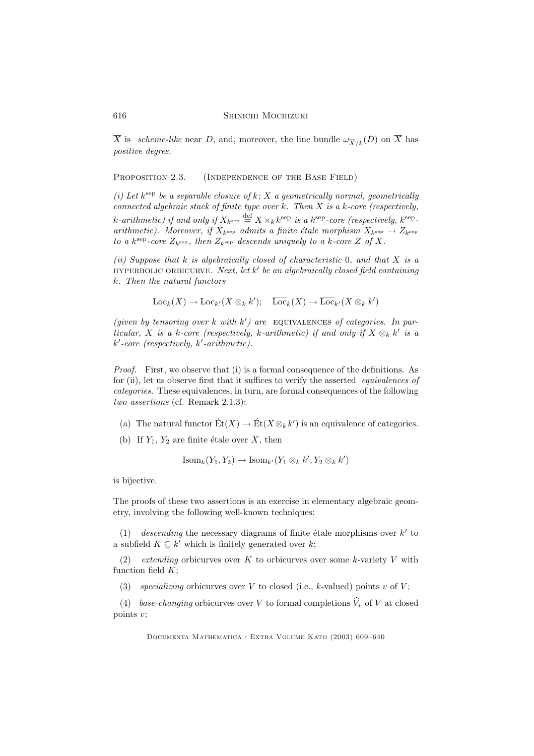$\overline{X}$ is *scheme-like* near $D$, and, moreover, the line bundle $\omega_{\overline{X}/k}(D)$ on $\overline{X}$ has *positive degree*.

Proposition 2.3. (Independence of the Base Field)

*(i) Let $k^{\text{sep}}$ be a separable closure of $k$; $X$ a geometrically normal, geometrically connected algebraic stack of finite type over $k$. Then $X$ is a $k$-core (respectively, $k$-arithmetic) if and only if $X_{k^{\text{sep}}} \overset{\text{def}}{=} X \times_k k^{\text{sep}}$ is a $k^{\text{sep}}$-core (respectively, $k^{\text{sep}}$-arithmetic). Moreover, if $X_{k^{\text{sep}}}$ admits a finite étale morphism $X_{k^{\text{sep}}} \to Z_{k^{\text{sep}}}$ to a $k^{\text{sep}}$-core $Z_{k^{\text{sep}}}$, then $Z_{k^{\text{sep}}}$ descends uniquely to a $k$-core $Z$ of $X$.*

*(ii) Suppose that $k$ is algebraically closed of characteristic 0, and that $X$ is a* hyperbolic orbicurve*. Next, let $k'$ be an algebraically closed field containing $k$. Then the natural functors*

$$\text{Loc}_k(X) \to \text{Loc}_{k'}(X \otimes_k k'); \quad \overline{\text{Loc}}_k(X) \to \overline{\text{Loc}}_{k'}(X \otimes_k k')$$

*(given by tensoring over $k$ with $k'$) are* equivalences *of categories. In particular, $X$ is a $k$-core (respectively, $k$-arithmetic) if and only if $X \otimes_k k'$ is a $k'$-core (respectively, $k'$-arithmetic).*

*Proof.* First, we observe that (i) is a formal consequence of the definitions. As for (ii), let us observe first that it suffices to verify the asserted *equivalences of categories*. These equivalences, in turn, are formal consequences of the following *two assertions* (cf. Remark 2.1.3):

(a) The natural functor $\text{Ét}(X) \to \text{Ét}(X \otimes_k k')$ is an equivalence of categories.

(b) If $Y_1$, $Y_2$ are finite étale over $X$, then

$$\text{Isom}_k(Y_1, Y_2) \to \text{Isom}_{k'}(Y_1 \otimes_k k', Y_2 \otimes_k k')$$

is bijective.

The proofs of these two assertions is an exercise in elementary algebraic geometry, involving the following well-known techniques:

(1) *descending* the necessary diagrams of finite étale morphisms over $k'$ to a subfield $K \subseteq k'$ which is finitely generated over $k$;

(2) *extending* orbicurves over $K$ to orbicurves over some $k$-variety $V$ with function field $K$;

(3) *specializing* orbicurves over $V$ to closed (i.e., $k$-valued) points $v$ of $V$;

(4) *base-changing* orbicurves over $V$ to formal completions $\widehat{V}_v$ of $V$ at closed points $v$;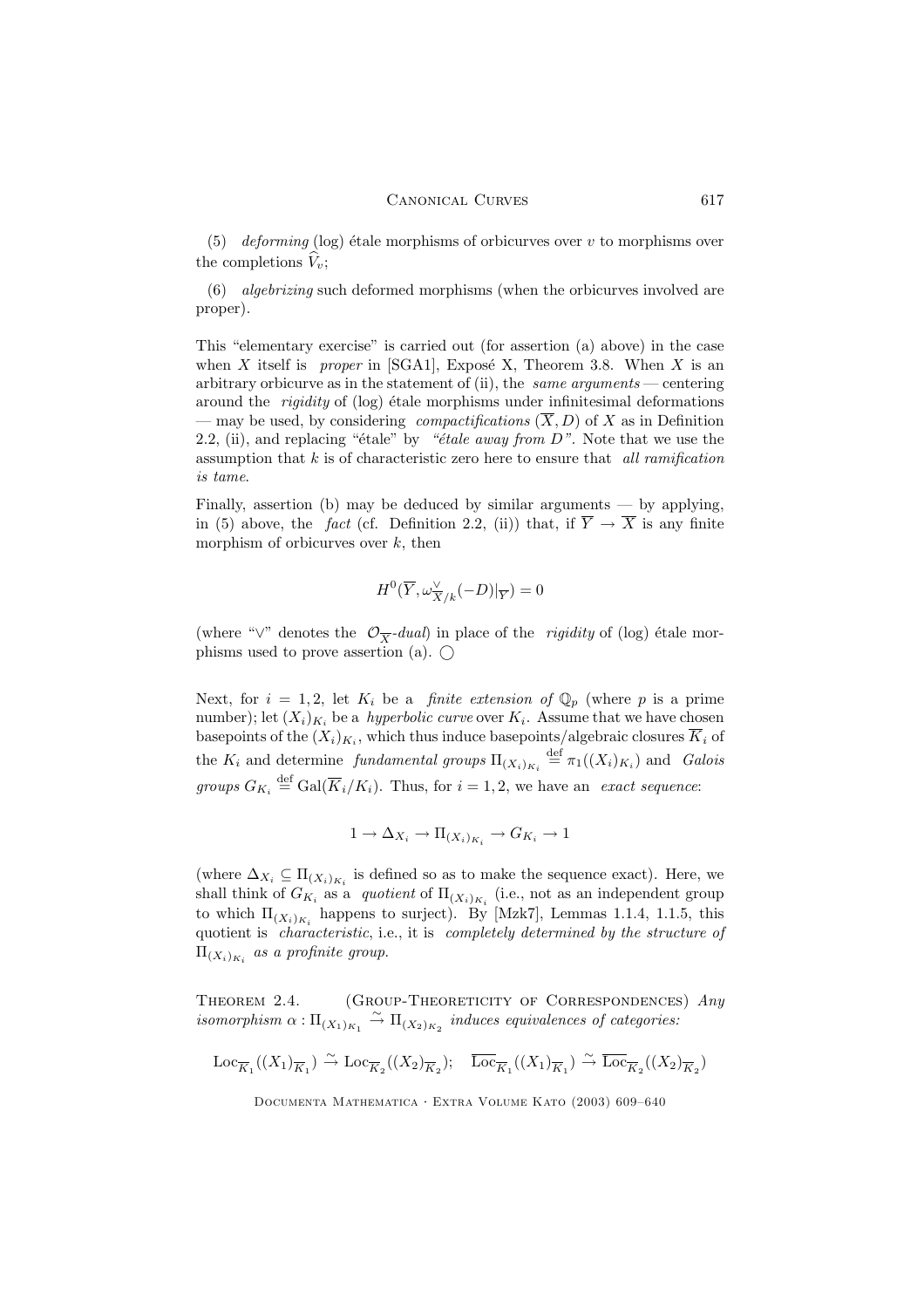(5) *deforming* (log) étale morphisms of orbicurves over $v$ to morphisms over the completions $\widehat{V}_v$;

(6) *algebrizing* such deformed morphisms (when the orbicurves involved are proper).

This "elementary exercise" is carried out (for assertion (a) above) in the case when $X$ itself is *proper* in [SGA1], Exposé X, Theorem 3.8. When $X$ is an arbitrary orbicurve as in the statement of (ii), the *same arguments* — centering around the *rigidity* of (log) étale morphisms under infinitesimal deformations — may be used, by considering *compactifications* $(\overline{X}, D)$ of $X$ as in Definition 2.2, (ii), and replacing "étale" by *"étale away from $D$"*. Note that we use the assumption that $k$ is of characteristic zero here to ensure that *all ramification is tame*.

Finally, assertion (b) may be deduced by similar arguments — by applying, in (5) above, the *fact* (cf. Definition 2.2, (ii)) that, if $\overline{Y} \to \overline{X}$ is any finite morphism of orbicurves over $k$, then

$$H^0(\overline{Y}, \omega^\vee_{\overline{X}/k}(-D)|_{\overline{Y}}) = 0$$

(where "$\vee$" denotes the $\mathcal{O}_{\overline{X}}$*-dual*) in place of the *rigidity* of (log) étale morphisms used to prove assertion (a). ◯

Next, for $i = 1, 2$, let $K_i$ be a *finite extension of* $\mathbb{Q}_p$ (where $p$ is a prime number); let $(X_i)_{K_i}$ be a *hyperbolic curve* over $K_i$. Assume that we have chosen basepoints of the $(X_i)_{K_i}$, which thus induce basepoints/algebraic closures $\overline{K}_i$ of the $K_i$ and determine *fundamental groups* $\Pi_{(X_i)_{K_i}} \stackrel{\mathrm{def}}{=} \pi_1((X_i)_{K_i})$ and *Galois groups* $G_{K_i} \stackrel{\mathrm{def}}{=} \mathrm{Gal}(\overline{K}_i/K_i)$. Thus, for $i = 1, 2$, we have an *exact sequence*:

$$1 \to \Delta_{X_i} \to \Pi_{(X_i)_{K_i}} \to G_{K_i} \to 1$$

(where $\Delta_{X_i} \subseteq \Pi_{(X_i)_{K_i}}$ is defined so as to make the sequence exact). Here, we shall think of $G_{K_i}$ as a *quotient* of $\Pi_{(X_i)_{K_i}}$ (i.e., not as an independent group to which $\Pi_{(X_i)_{K_i}}$ happens to surject). By [Mzk7], Lemmas 1.1.4, 1.1.5, this quotient is *characteristic*, i.e., it is *completely determined by the structure of* $\Pi_{(X_i)_{K_i}}$ *as a profinite group*.

Theorem 2.4. (Group-Theoreticity of Correspondences) *Any isomorphism* $\alpha : \Pi_{(X_1)_{K_1}} \xrightarrow{\sim} \Pi_{(X_2)_{K_2}}$ *induces equivalences of categories:*

$$\mathrm{Loc}_{\overline{K}_1}((X_1)_{\overline{K}_1}) \xrightarrow{\sim} \mathrm{Loc}_{\overline{K}_2}((X_2)_{\overline{K}_2}); \quad \overline{\mathrm{Loc}}_{\overline{K}_1}((X_1)_{\overline{K}_1}) \xrightarrow{\sim} \overline{\mathrm{Loc}}_{\overline{K}_2}((X_2)_{\overline{K}_2})$$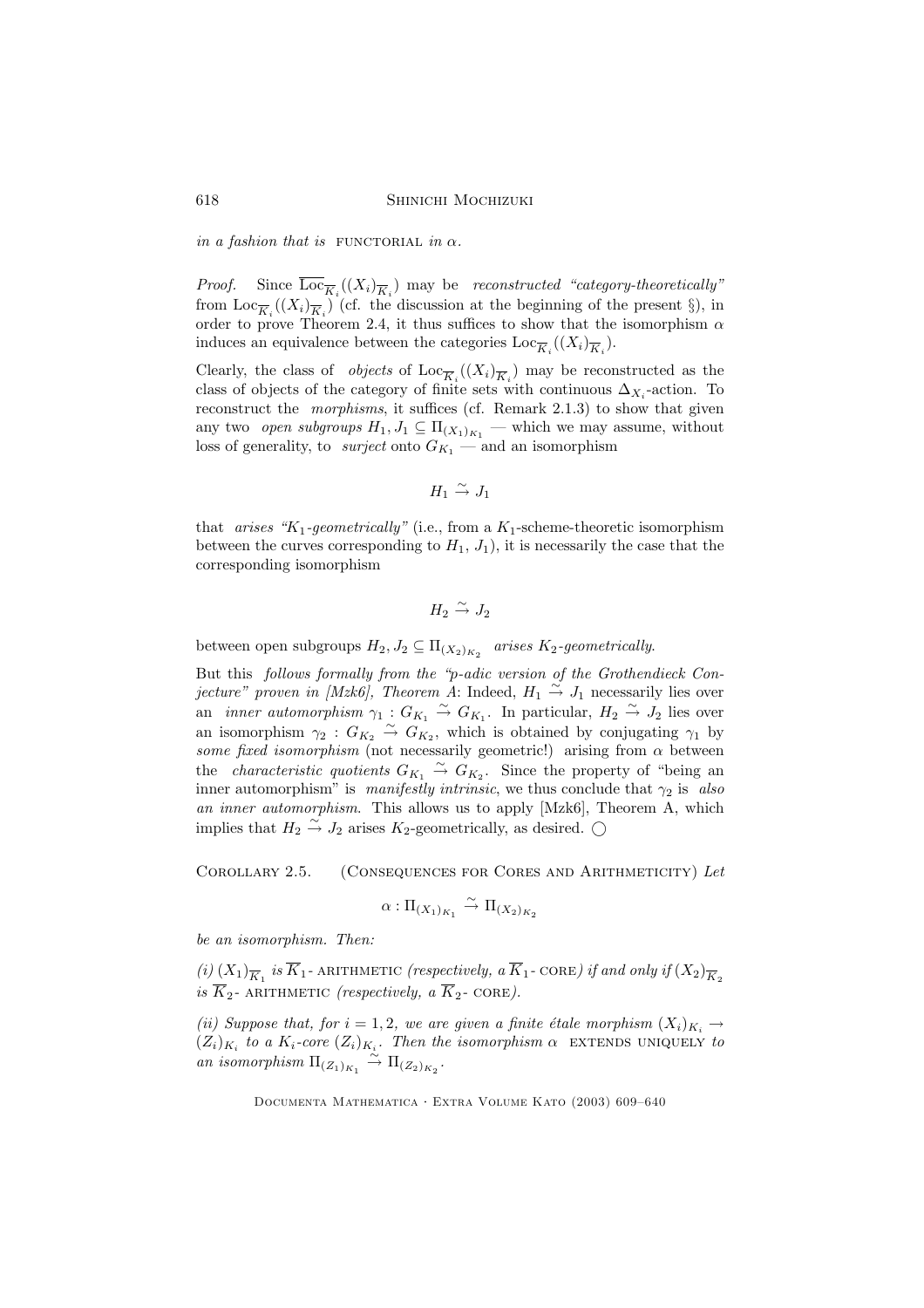*in a fashion that is* FUNCTORIAL *in* $\alpha$.

*Proof.* Since $\overline{\mathrm{Loc}}_{\overline{K}_i}((X_i)_{\overline{K}_i})$ may be *reconstructed "category-theoretically"* from $\mathrm{Loc}_{\overline{K}_i}((X_i)_{\overline{K}_i})$ (cf. the discussion at the beginning of the present §), in order to prove Theorem 2.4, it thus suffices to show that the isomorphism $\alpha$ induces an equivalence between the categories $\mathrm{Loc}_{\overline{K}_i}((X_i)_{\overline{K}_i})$.

Clearly, the class of *objects* of $\mathrm{Loc}_{\overline{K}_i}((X_i)_{\overline{K}_i})$ may be reconstructed as the class of objects of the category of finite sets with continuous $\Delta_{X_i}$-action. To reconstruct the *morphisms*, it suffices (cf. Remark 2.1.3) to show that given any two *open subgroups* $H_1, J_1 \subseteq \Pi_{(X_1)_{K_1}}$ — which we may assume, without loss of generality, to *surject* onto $G_{K_1}$ — and an isomorphism

$$H_1 \xrightarrow{\sim} J_1$$

that *arises "$K_1$-geometrically"* (i.e., from a $K_1$-scheme-theoretic isomorphism between the curves corresponding to $H_1$, $J_1$), it is necessarily the case that the corresponding isomorphism

$$H_2 \xrightarrow{\sim} J_2$$

between open subgroups $H_2, J_2 \subseteq \Pi_{(X_2)_{K_2}}$ *arises $K_2$-geometrically*.

But this *follows formally from the "p-adic version of the Grothendieck Conjecture" proven in [Mzk6], Theorem A*: Indeed, $H_1 \xrightarrow{\sim} J_1$ necessarily lies over an *inner automorphism* $\gamma_1 : G_{K_1} \xrightarrow{\sim} G_{K_1}$. In particular, $H_2 \xrightarrow{\sim} J_2$ lies over an isomorphism $\gamma_2 : G_{K_2} \xrightarrow{\sim} G_{K_2}$, which is obtained by conjugating $\gamma_1$ by *some fixed isomorphism* (not necessarily geometric!) arising from $\alpha$ between the *characteristic quotients* $G_{K_1} \xrightarrow{\sim} G_{K_2}$. Since the property of "being an inner automorphism" is *manifestly intrinsic*, we thus conclude that $\gamma_2$ is *also an inner automorphism*. This allows us to apply [Mzk6], Theorem A, which implies that $H_2 \xrightarrow{\sim} J_2$ arises $K_2$-geometrically, as desired. ○

COROLLARY 2.5. (CONSEQUENCES FOR CORES AND ARITHMETICITY) *Let*

$$\alpha : \Pi_{(X_1)_{K_1}} \xrightarrow{\sim} \Pi_{(X_2)_{K_2}}$$

*be an isomorphism. Then:*

*(i)* $(X_1)_{\overline{K}_1}$ *is* $\overline{K}_1$- ARITHMETIC *(respectively, a* $\overline{K}_1$- CORE*) if and only if* $(X_2)_{\overline{K}_2}$ *is* $\overline{K}_2$- ARITHMETIC *(respectively, a* $\overline{K}_2$- CORE*).*

*(ii) Suppose that, for* $i = 1, 2$, *we are given a finite étale morphism* $(X_i)_{K_i} \to (Z_i)_{K_i}$ *to a* $K_i$*-core* $(Z_i)_{K_i}$. *Then the isomorphism* $\alpha$ EXTENDS UNIQUELY *to an isomorphism* $\Pi_{(Z_1)_{K_1}} \xrightarrow{\sim} \Pi_{(Z_2)_{K_2}}$.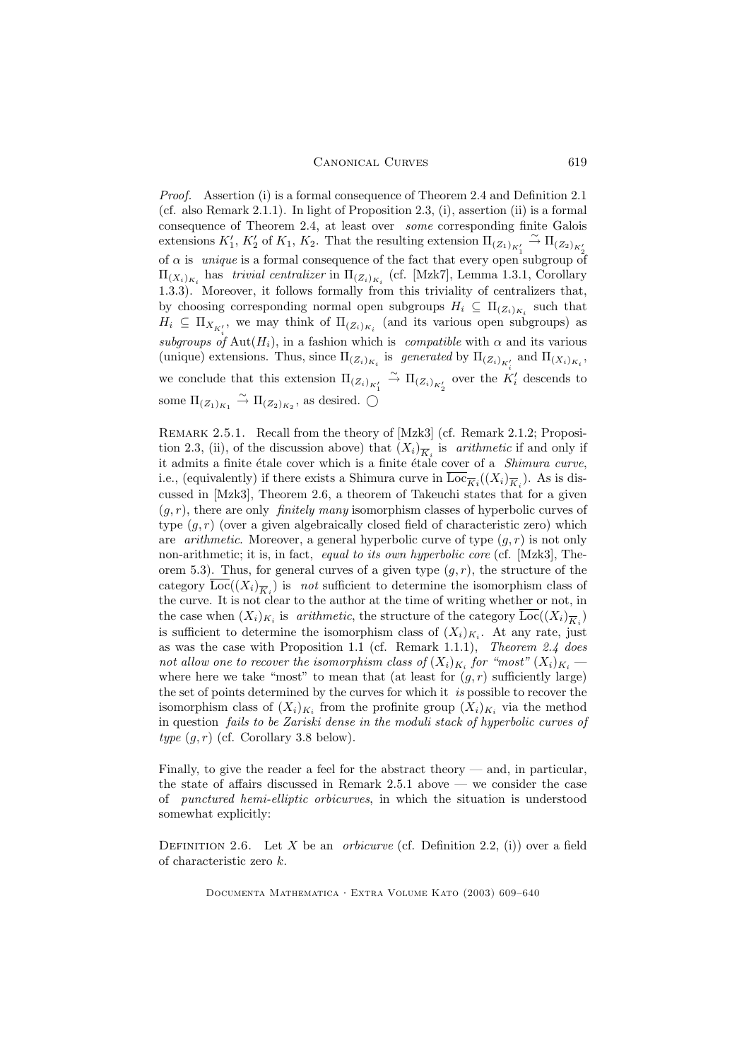*Proof.* Assertion (i) is a formal consequence of Theorem 2.4 and Definition 2.1 (cf. also Remark 2.1.1). In light of Proposition 2.3, (i), assertion (ii) is a formal consequence of Theorem 2.4, at least over *some* corresponding finite Galois extensions $K_1'$, $K_2'$ of $K_1$, $K_2$. That the resulting extension $\Pi_{(Z_1)_{K_1'}} \xrightarrow{\sim} \Pi_{(Z_2)_{K_2'}}$ of $\alpha$ is *unique* is a formal consequence of the fact that every open subgroup of $\Pi_{(X_i)_{K_i}}$ has *trivial centralizer* in $\Pi_{(Z_i)_{K_i}}$ (cf. [Mzk7], Lemma 1.3.1, Corollary 1.3.3). Moreover, it follows formally from this triviality of centralizers that, by choosing corresponding normal open subgroups $H_i \subseteq \Pi_{(Z_i)_{K_i}}$ such that $H_i \subseteq \Pi_{X_{K_i'}}$, we may think of $\Pi_{(Z_i)_{K_i}}$ (and its various open subgroups) as *subgroups of* $\mathrm{Aut}(H_i)$, in a fashion which is *compatible* with $\alpha$ and its various (unique) extensions. Thus, since $\Pi_{(Z_i)_{K_i}}$ is *generated* by $\Pi_{(Z_i)_{K_i'}}$ and $\Pi_{(X_i)_{K_i}}$, we conclude that this extension $\Pi_{(Z_i)_{K_1'}} \xrightarrow{\sim} \Pi_{(Z_i)_{K_2'}}$ over the $K_i'$ descends to some $\Pi_{(Z_1)_{K_1}} \xrightarrow{\sim} \Pi_{(Z_2)_{K_2}}$, as desired. ◯

Remark 2.5.1. Recall from the theory of [Mzk3] (cf. Remark 2.1.2; Proposition 2.3, (ii), of the discussion above) that $(X_i)_{\overline{K}_i}$ is *arithmetic* if and only if it admits a finite étale cover which is a finite étale cover of a *Shimura curve*, i.e., (equivalently) if there exists a Shimura curve in $\overline{\mathrm{Loc}}_{\overline{K}_i}((X_i)_{\overline{K}_i})$. As is discussed in [Mzk3], Theorem 2.6, a theorem of Takeuchi states that for a given $(g, r)$, there are only *finitely many* isomorphism classes of hyperbolic curves of type $(g, r)$ (over a given algebraically closed field of characteristic zero) which are *arithmetic*. Moreover, a general hyperbolic curve of type $(g, r)$ is not only non-arithmetic; it is, in fact, *equal to its own hyperbolic core* (cf. [Mzk3], Theorem 5.3). Thus, for general curves of a given type $(g, r)$, the structure of the category $\overline{\mathrm{Loc}}((X_i)_{\overline{K}_i})$ is *not* sufficient to determine the isomorphism class of the curve. It is not clear to the author at the time of writing whether or not, in the case when $(X_i)_{K_i}$ is *arithmetic*, the structure of the category $\overline{\mathrm{Loc}}((X_i)_{\overline{K}_i})$ is sufficient to determine the isomorphism class of $(X_i)_{K_i}$. At any rate, just as was the case with Proposition 1.1 (cf. Remark 1.1.1), *Theorem 2.4 does not allow one to recover the isomorphism class of $(X_i)_{K_i}$ for "most" $(X_i)_{K_i}$* — where here we take "most" to mean that (at least for $(g, r)$ sufficiently large) the set of points determined by the curves for which it *is* possible to recover the isomorphism class of $(X_i)_{K_i}$ from the profinite group $(X_i)_{K_i}$ via the method in question *fails to be Zariski dense in the moduli stack of hyperbolic curves of type* $(g, r)$ (cf. Corollary 3.8 below).

Finally, to give the reader a feel for the abstract theory — and, in particular, the state of affairs discussed in Remark 2.5.1 above — we consider the case of *punctured hemi-elliptic orbicurves*, in which the situation is understood somewhat explicitly:

Definition 2.6. Let $X$ be an *orbicurve* (cf. Definition 2.2, (i)) over a field of characteristic zero $k$.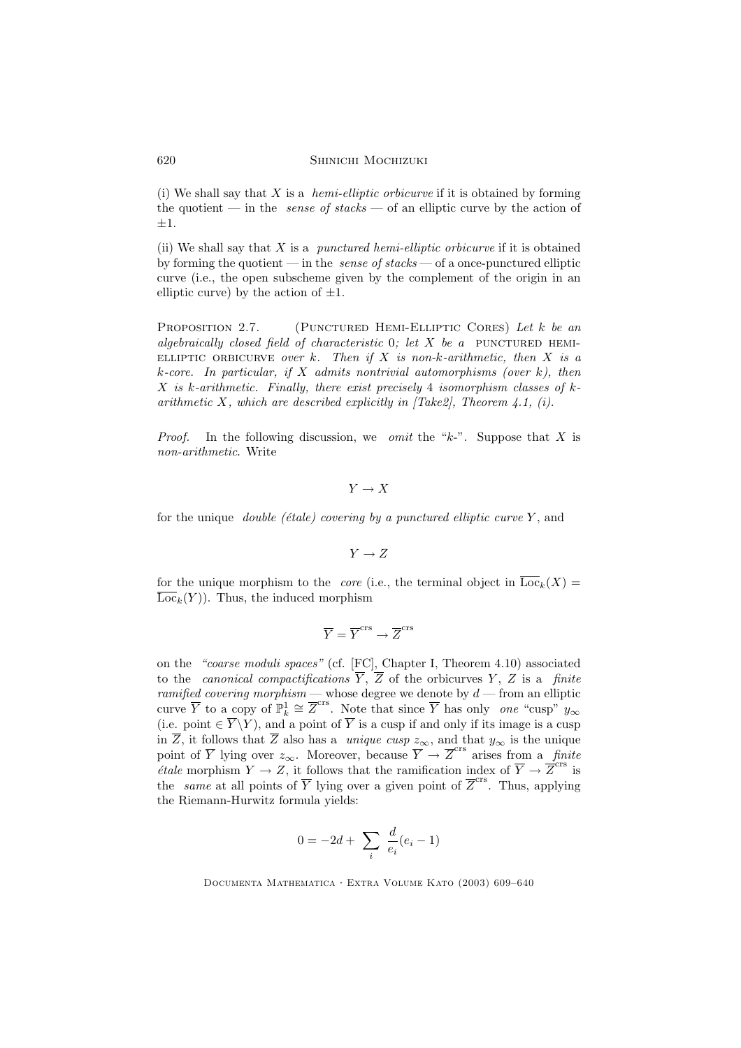(i) We shall say that $X$ is a *hemi-elliptic orbicurve* if it is obtained by forming the quotient — in the *sense of stacks* — of an elliptic curve by the action of $\pm 1$.

(ii) We shall say that $X$ is a *punctured hemi-elliptic orbicurve* if it is obtained by forming the quotient — in the *sense of stacks* — of a once-punctured elliptic curve (i.e., the open subscheme given by the complement of the origin in an elliptic curve) by the action of $\pm 1$.

Proposition 2.7. (Punctured Hemi-Elliptic Cores) *Let $k$ be an algebraically closed field of characteristic 0; let $X$ be a* punctured hemi-elliptic orbicurve *over $k$. Then if $X$ is non-$k$-arithmetic, then $X$ is a $k$-core. In particular, if $X$ admits nontrivial automorphisms (over $k$), then $X$ is $k$-arithmetic. Finally, there exist precisely 4 isomorphism classes of $k$-arithmetic $X$, which are described explicitly in [Take2], Theorem 4.1, (i).*

*Proof.* In the following discussion, we *omit* the "$k$-". Suppose that $X$ is *non-arithmetic*. Write

$$Y \to X$$

for the unique *double (étale) covering by a punctured elliptic curve* $Y$, and

$$Y \to Z$$

for the unique morphism to the *core* (i.e., the terminal object in $\overline{\text{Loc}}_k(X) = \overline{\text{Loc}}_k(Y)$). Thus, the induced morphism

$$\overline{Y} = \overline{Y}^{\text{crs}} \to \overline{Z}^{\text{crs}}$$

on the *"coarse moduli spaces"* (cf. [FC], Chapter I, Theorem 4.10) associated to the *canonical compactifications* $\overline{Y}$, $\overline{Z}$ of the orbicurves $Y$, $Z$ is a *finite ramified covering morphism* — whose degree we denote by $d$ — from an elliptic curve $\overline{Y}$ to a copy of $\mathbb{P}^1_k \cong \overline{Z}^{\text{crs}}$. Note that since $\overline{Y}$ has only *one* "cusp" $y_\infty$ (i.e. point $\in \overline{Y} \backslash Y$), and a point of $\overline{Y}$ is a cusp if and only if its image is a cusp in $\overline{Z}$, it follows that $\overline{Z}$ also has a *unique cusp* $z_\infty$, and that $y_\infty$ is the unique point of $\overline{Y}$ lying over $z_\infty$. Moreover, because $\overline{Y} \to \overline{Z}^{\text{crs}}$ arises from a *finite étale* morphism $Y \to Z$, it follows that the ramification index of $\overline{Y} \to \overline{Z}^{\text{crs}}$ is the *same* at all points of $\overline{Y}$ lying over a given point of $\overline{Z}^{\text{crs}}$. Thus, applying the Riemann-Hurwitz formula yields:

$$0 = -2d + \sum_i \frac{d}{e_i}(e_i - 1)$$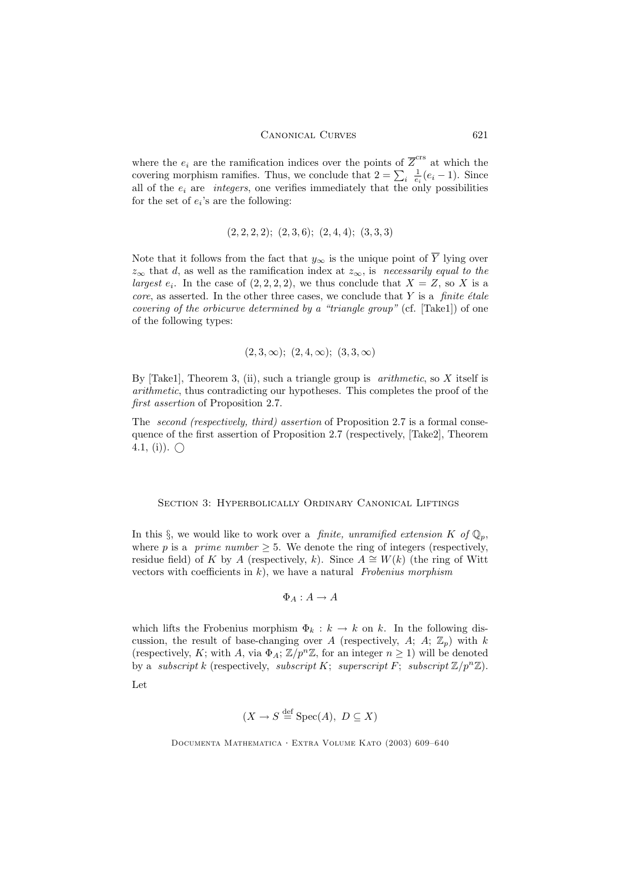where the $e_i$ are the ramification indices over the points of $\overline{Z}^{\text{crs}}$ at which the covering morphism ramifies. Thus, we conclude that $2 = \sum_i \frac{1}{e_i}(e_i - 1)$. Since all of the $e_i$ are *integers*, one verifies immediately that the only possibilities for the set of $e_i$'s are the following:

$$(2, 2, 2, 2);\ (2, 3, 6);\ (2, 4, 4);\ (3, 3, 3)$$

Note that it follows from the fact that $y_\infty$ is the unique point of $\overline{Y}$ lying over $z_\infty$ that $d$, as well as the ramification index at $z_\infty$, is *necessarily equal to the largest* $e_i$. In the case of $(2, 2, 2, 2)$, we thus conclude that $X = Z$, so $X$ is a *core*, as asserted. In the other three cases, we conclude that $Y$ is a *finite étale covering of the orbicurve determined by a "triangle group"* (cf. [Take1]) of one of the following types:

$$(2, 3, \infty);\ (2, 4, \infty);\ (3, 3, \infty)$$

By [Take1], Theorem 3, (ii), such a triangle group is *arithmetic*, so $X$ itself is *arithmetic*, thus contradicting our hypotheses. This completes the proof of the *first assertion* of Proposition 2.7.

The *second (respectively, third) assertion* of Proposition 2.7 is a formal consequence of the first assertion of Proposition 2.7 (respectively, [Take2], Theorem 4.1, (i)). ◯

## Section 3: Hyperbolically Ordinary Canonical Liftings

In this §, we would like to work over a *finite, unramified extension* $K$ *of* $\mathbb{Q}_p$, where $p$ is a *prime number* $\geq 5$. We denote the ring of integers (respectively, residue field) of $K$ by $A$ (respectively, $k$). Since $A \cong W(k)$ (the ring of Witt vectors with coefficients in $k$), we have a natural *Frobenius morphism*

$$\Phi_A : A \to A$$

which lifts the Frobenius morphism $\Phi_k : k \to k$ on $k$. In the following discussion, the result of base-changing over $A$ (respectively, $A$; $A$; $\mathbb{Z}_p$) with $k$ (respectively, $K$; with $A$, via $\Phi_A$; $\mathbb{Z}/p^n\mathbb{Z}$, for an integer $n \geq 1$) will be denoted by a *subscript* $k$ (respectively, *subscript* $K$; *superscript* $F$; *subscript* $\mathbb{Z}/p^n\mathbb{Z}$).

Let

$$(X \to S \stackrel{\text{def}}{=} \text{Spec}(A),\ D \subseteq X)$$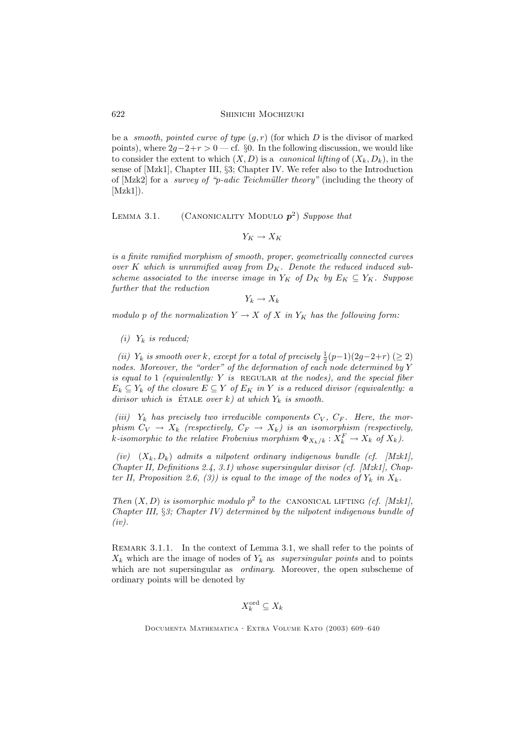be a *smooth, pointed curve of type* $(g, r)$ (for which $D$ is the divisor of marked points), where $2g-2+r > 0$ — cf. §0. In the following discussion, we would like to consider the extent to which $(X, D)$ is a *canonical lifting* of $(X_k, D_k)$, in the sense of [Mzk1], Chapter III, §3; Chapter IV. We refer also to the Introduction of [Mzk2] for a *survey of "p-adic Teichmüller theory"* (including the theory of [Mzk1]).

LEMMA 3.1. (CANONICALITY MODULO $p^2$) *Suppose that*

$$Y_K \to X_K$$

*is a finite ramified morphism of smooth, proper, geometrically connected curves over* $K$ *which is unramified away from* $D_K$*. Denote the reduced induced subscheme associated to the inverse image in* $Y_K$ *of* $D_K$ *by* $E_K \subseteq Y_K$*. Suppose further that the reduction*

$$Y_k \to X_k$$

*modulo* $p$ *of the normalization* $Y \to X$ *of* $X$ *in* $Y_K$ *has the following form:*

*(i)* $Y_k$ *is reduced;*

*(ii)* $Y_k$ *is smooth over* $k$*, except for a total of precisely* $\frac{1}{2}(p-1)(2g-2+r)$ $(\geq 2)$ *nodes. Moreover, the "order" of the deformation of each node determined by* $Y$ *is equal to* $1$ *(equivalently:* $Y$ *is* REGULAR *at the nodes), and the special fiber* $E_k \subseteq Y_k$ *of the closure* $E \subseteq Y$ *of* $E_K$ *in* $Y$ *is a reduced divisor (equivalently: a divisor which is* ÉTALE *over* $k$*) at which* $Y_k$ *is smooth.*

*(iii)* $Y_k$ *has precisely two irreducible components* $C_V$*,* $C_F$*. Here, the morphism* $C_V \to X_k$ *(respectively,* $C_F \to X_k$*) is an isomorphism (respectively,* $k$*-isomorphic to the relative Frobenius morphism* $\Phi_{X_k/k} : X_k^F \to X_k$ *of* $X_k$*).*

*(iv)* $(X_k, D_k)$ *admits a nilpotent ordinary indigenous bundle (cf. [Mzk1], Chapter II, Definitions 2.4, 3.1) whose supersingular divisor (cf. [Mzk1], Chapter II, Proposition 2.6, (3)) is equal to the image of the nodes of* $Y_k$ *in* $X_k$*.*

*Then* $(X, D)$ *is isomorphic modulo* $p^2$ *to the* CANONICAL LIFTING *(cf. [Mzk1], Chapter III, §3; Chapter IV) determined by the nilpotent indigenous bundle of (iv).*

REMARK 3.1.1. In the context of Lemma 3.1, we shall refer to the points of $X_k$ which are the image of nodes of $Y_k$ as *supersingular points* and to points which are not supersingular as *ordinary*. Moreover, the open subscheme of ordinary points will be denoted by

$$X_k^{\text{ord}} \subseteq X_k$$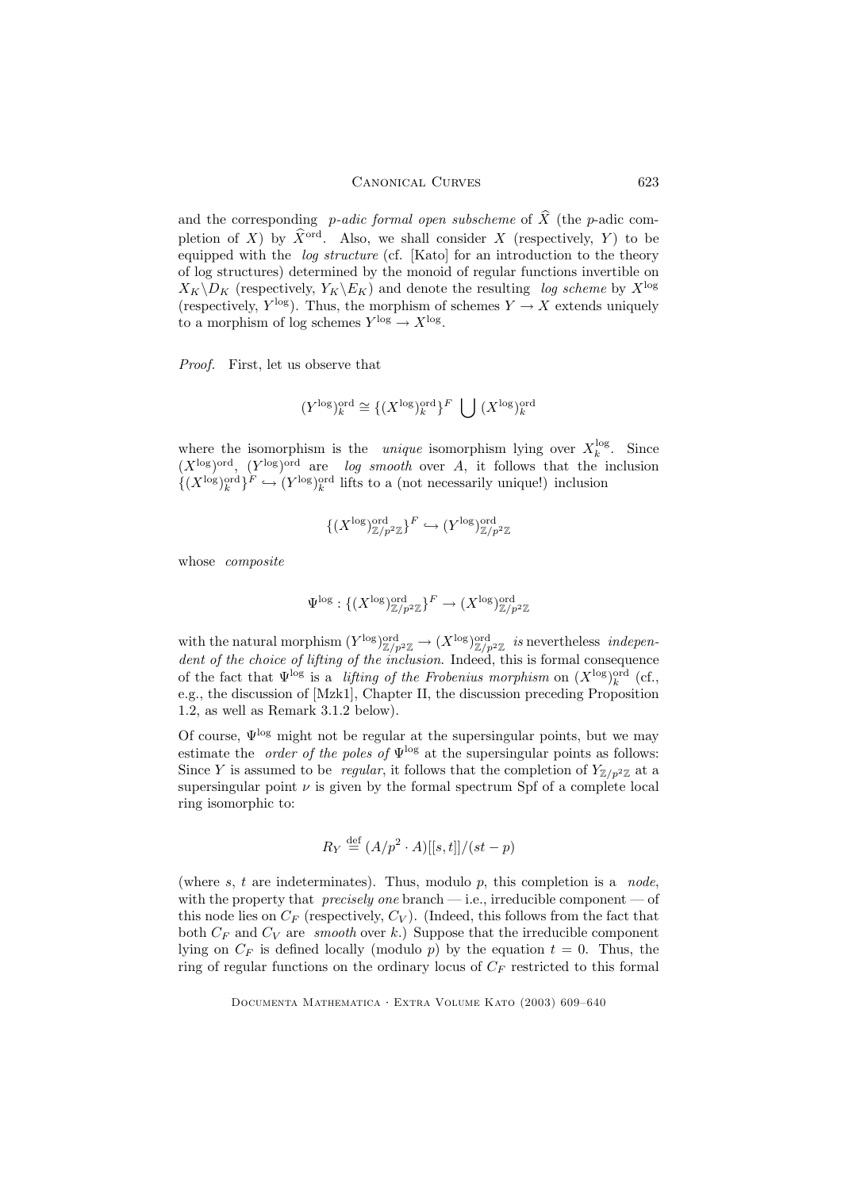and the corresponding *p-adic formal open subscheme* of $\widehat{X}$ (the $p$-adic completion of $X$) by $\widehat{X}^{\mathrm{ord}}$. Also, we shall consider $X$ (respectively, $Y$) to be equipped with the *log structure* (cf. [Kato] for an introduction to the theory of log structures) determined by the monoid of regular functions invertible on $X_K \backslash D_K$ (respectively, $Y_K \backslash E_K$) and denote the resulting *log scheme* by $X^{\log}$ (respectively, $Y^{\log}$). Thus, the morphism of schemes $Y \to X$ extends uniquely to a morphism of log schemes $Y^{\log} \to X^{\log}$.

*Proof.* First, let us observe that

$$(Y^{\log})^{\mathrm{ord}}_k \cong \{(X^{\log})^{\mathrm{ord}}_k\}^F \bigcup (X^{\log})^{\mathrm{ord}}_k$$

where the isomorphism is the *unique* isomorphism lying over $X^{\log}_k$. Since $(X^{\log})^{\mathrm{ord}}$, $(Y^{\log})^{\mathrm{ord}}$ are *log smooth* over $A$, it follows that the inclusion $\{(X^{\log})^{\mathrm{ord}}_k\}^F \hookrightarrow (Y^{\log})^{\mathrm{ord}}_k$ lifts to a (not necessarily unique!) inclusion

$$\{(X^{\log})^{\mathrm{ord}}_{\mathbb{Z}/p^2\mathbb{Z}}\}^F \hookrightarrow (Y^{\log})^{\mathrm{ord}}_{\mathbb{Z}/p^2\mathbb{Z}}$$

whose *composite*

$$\Psi^{\log} : \{(X^{\log})^{\mathrm{ord}}_{\mathbb{Z}/p^2\mathbb{Z}}\}^F \to (X^{\log})^{\mathrm{ord}}_{\mathbb{Z}/p^2\mathbb{Z}}$$

with the natural morphism $(Y^{\log})^{\mathrm{ord}}_{\mathbb{Z}/p^2\mathbb{Z}} \to (X^{\log})^{\mathrm{ord}}_{\mathbb{Z}/p^2\mathbb{Z}}$ *is* nevertheless *independent of the choice of lifting of the inclusion*. Indeed, this is formal consequence of the fact that $\Psi^{\log}$ is a *lifting of the Frobenius morphism* on $(X^{\log})^{\mathrm{ord}}_k$ (cf., e.g., the discussion of [Mzk1], Chapter II, the discussion preceding Proposition 1.2, as well as Remark 3.1.2 below).

Of course, $\Psi^{\log}$ might not be regular at the supersingular points, but we may estimate the *order of the poles of* $\Psi^{\log}$ at the supersingular points as follows: Since $Y$ is assumed to be *regular*, it follows that the completion of $Y_{\mathbb{Z}/p^2\mathbb{Z}}$ at a supersingular point $\nu$ is given by the formal spectrum Spf of a complete local ring isomorphic to:

$$R_Y \stackrel{\mathrm{def}}{=} (A/p^2 \cdot A)[[s,t]]/(st - p)$$

(where $s$, $t$ are indeterminates). Thus, modulo $p$, this completion is a *node*, with the property that *precisely one* branch — i.e., irreducible component — of this node lies on $C_F$ (respectively, $C_V$). (Indeed, this follows from the fact that both $C_F$ and $C_V$ are *smooth* over $k$.) Suppose that the irreducible component lying on $C_F$ is defined locally (modulo $p$) by the equation $t = 0$. Thus, the ring of regular functions on the ordinary locus of $C_F$ restricted to this formal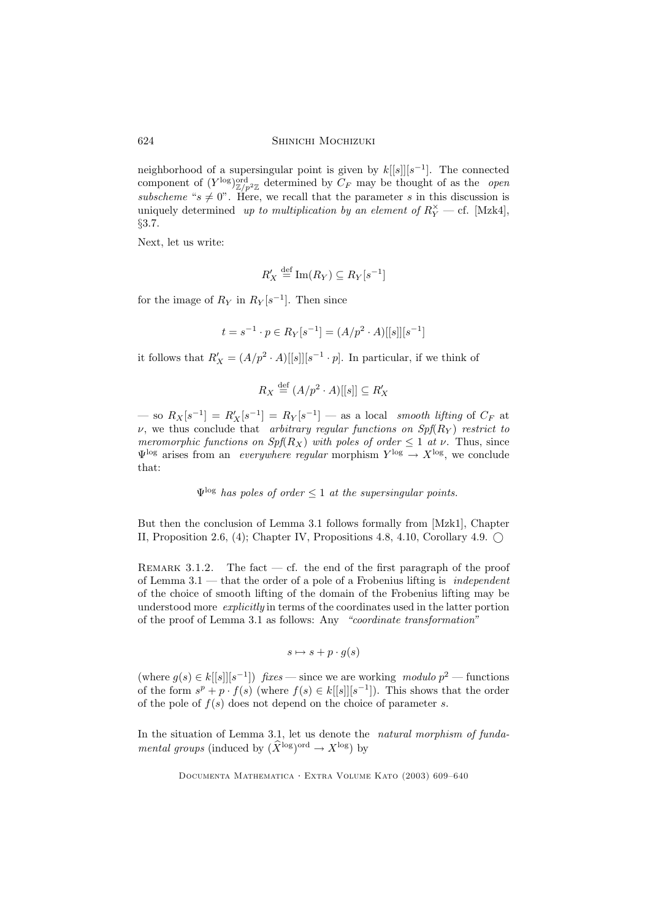neighborhood of a supersingular point is given by $k[[s]][s^{-1}]$. The connected component of $(Y^{\log})^{\mathrm{ord}}_{\mathbb{Z}/p^2\mathbb{Z}}$ determined by $C_F$ may be thought of as the *open subscheme* "$s \neq 0$". Here, we recall that the parameter $s$ in this discussion is uniquely determined *up to multiplication by an element of* $R_Y^\times$ — cf. [Mzk4], §3.7.

Next, let us write:

$$R'_X \stackrel{\mathrm{def}}{=} \mathrm{Im}(R_Y) \subseteq R_Y[s^{-1}]$$

for the image of $R_Y$ in $R_Y[s^{-1}]$. Then since

$$t = s^{-1} \cdot p \in R_Y[s^{-1}] = (A/p^2 \cdot A)[[s]][s^{-1}]$$

it follows that $R'_X = (A/p^2 \cdot A)[[s]][s^{-1} \cdot p]$. In particular, if we think of

$$R_X \stackrel{\mathrm{def}}{=} (A/p^2 \cdot A)[[s]] \subseteq R'_X$$

— so $R_X[s^{-1}] = R'_X[s^{-1}] = R_Y[s^{-1}]$ — as a local *smooth lifting* of $C_F$ at $\nu$, we thus conclude that *arbitrary regular functions on* $Spf(R_Y)$ *restrict to meromorphic functions on* $Spf(R_X)$ *with poles of order* $\leq 1$ *at* $\nu$. Thus, since $\Psi^{\log}$ arises from an *everywhere regular* morphism $Y^{\log} \to X^{\log}$, we conclude that:

$\Psi^{\log}$ *has poles of order* $\leq 1$ *at the supersingular points.*

But then the conclusion of Lemma 3.1 follows formally from [Mzk1], Chapter II, Proposition 2.6, (4); Chapter IV, Propositions 4.8, 4.10, Corollary 4.9. ◯

Remark 3.1.2. The fact — cf. the end of the first paragraph of the proof of Lemma 3.1 — that the order of a pole of a Frobenius lifting is *independent* of the choice of smooth lifting of the domain of the Frobenius lifting may be understood more *explicitly* in terms of the coordinates used in the latter portion of the proof of Lemma 3.1 as follows: Any *"coordinate transformation"*

$$s \mapsto s + p \cdot g(s)$$

(where $g(s) \in k[[s]][s^{-1}]$) *fixes* — since we are working *modulo* $p^2$ — functions of the form $s^p + p \cdot f(s)$ (where $f(s) \in k[[s]][s^{-1}]$). This shows that the order of the pole of $f(s)$ does not depend on the choice of parameter $s$.

In the situation of Lemma 3.1, let us denote the *natural morphism of fundamental groups* (induced by $(\widehat{X}^{\log})^{\mathrm{ord}} \to X^{\log}$) by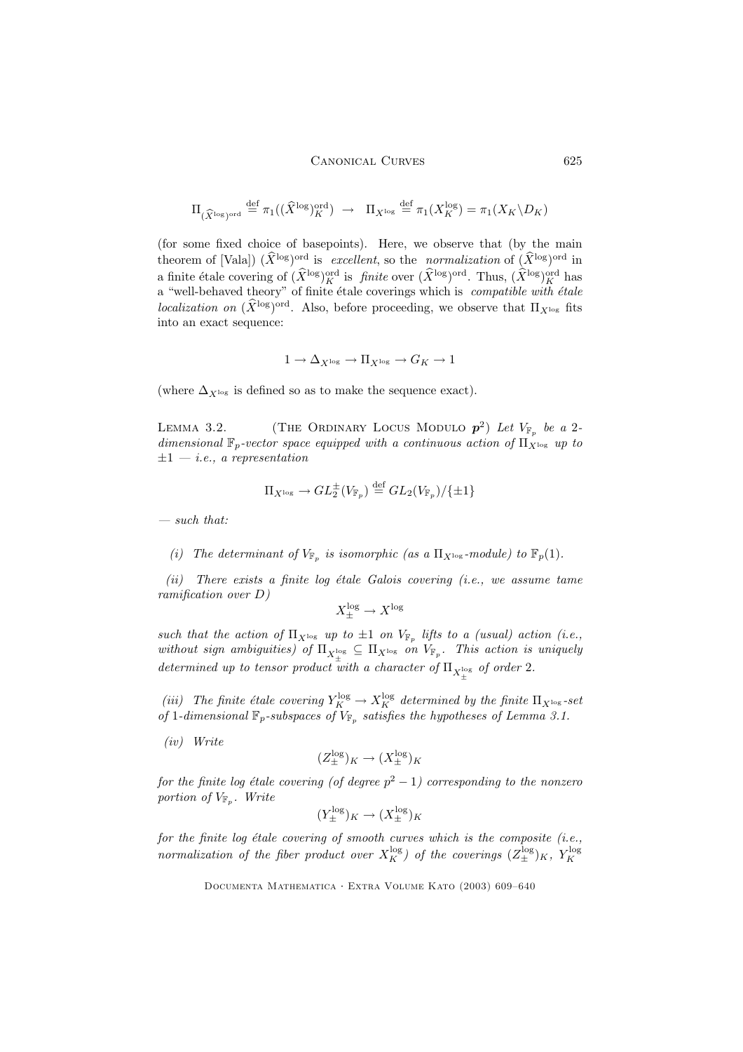$$\Pi_{(\widehat{X}^{\log})^{\rm ord}} \stackrel{\rm def}{=} \pi_1((\widehat{X}^{\log})^{\rm ord}_K) \ \to \ \Pi_{X^{\log}} \stackrel{\rm def}{=} \pi_1(X^{\log}_K) = \pi_1(X_K \backslash D_K)$$

(for some fixed choice of basepoints). Here, we observe that (by the main theorem of [Vala]) $(\widehat{X}^{\log})^{\rm ord}$ is *excellent*, so the *normalization* of $(\widehat{X}^{\log})^{\rm ord}$ in a finite étale covering of $(\widehat{X}^{\log})^{\rm ord}_K$ is *finite* over $(\widehat{X}^{\log})^{\rm ord}$. Thus, $(\widehat{X}^{\log})^{\rm ord}_K$ has a "well-behaved theory" of finite étale coverings which is *compatible with étale localization on* $(\widehat{X}^{\log})^{\rm ord}$. Also, before proceeding, we observe that $\Pi_{X^{\log}}$ fits into an exact sequence:

$$1 \to \Delta_{X^{\log}} \to \Pi_{X^{\log}} \to G_K \to 1$$

(where $\Delta_{X^{\log}}$ is defined so as to make the sequence exact).

Lemma 3.2. (The Ordinary Locus Modulo $\boldsymbol{p}^2$) *Let $V_{\mathbb{F}_p}$ be a 2-dimensional $\mathbb{F}_p$-vector space equipped with a continuous action of $\Pi_{X^{\log}}$ up to $\pm 1$ — i.e., a representation*

$$\Pi_{X^{\log}} \to GL_2^{\pm}(V_{\mathbb{F}_p}) \stackrel{\rm def}{=} GL_2(V_{\mathbb{F}_p})/\{\pm 1\}$$

*— such that:*

*(i) The determinant of $V_{\mathbb{F}_p}$ is isomorphic (as a $\Pi_{X^{\log}}$-module) to $\mathbb{F}_p(1)$.*

*(ii) There exists a finite log étale Galois covering (i.e., we assume tame ramification over $D$)*

$$X^{\log}_{\pm} \to X^{\log}$$

*such that the action of $\Pi_{X^{\log}}$ up to $\pm 1$ on $V_{\mathbb{F}_p}$ lifts to a (usual) action (i.e., without sign ambiguities) of $\Pi_{X^{\log}_{\pm}} \subseteq \Pi_{X^{\log}}$ on $V_{\mathbb{F}_p}$. This action is uniquely determined up to tensor product with a character of $\Pi_{X^{\log}_{\pm}}$ of order $2$.*

*(iii) The finite étale covering $Y^{\log}_K \to X^{\log}_K$ determined by the finite $\Pi_{X^{\log}}$-set of 1-dimensional $\mathbb{F}_p$-subspaces of $V_{\mathbb{F}_p}$ satisfies the hypotheses of Lemma 3.1.*

*(iv) Write*

$$(Z^{\log}_{\pm})_K \to (X^{\log}_{\pm})_K$$

*for the finite log étale covering (of degree $p^2-1$) corresponding to the nonzero portion of $V_{\mathbb{F}_p}$. Write*

$$(Y^{\log}_{\pm})_K \to (X^{\log}_{\pm})_K$$

*for the finite log étale covering of smooth curves which is the composite (i.e., normalization of the fiber product over $X^{\log}_K$) of the coverings $(Z^{\log}_{\pm})_K$, $Y^{\log}_K$*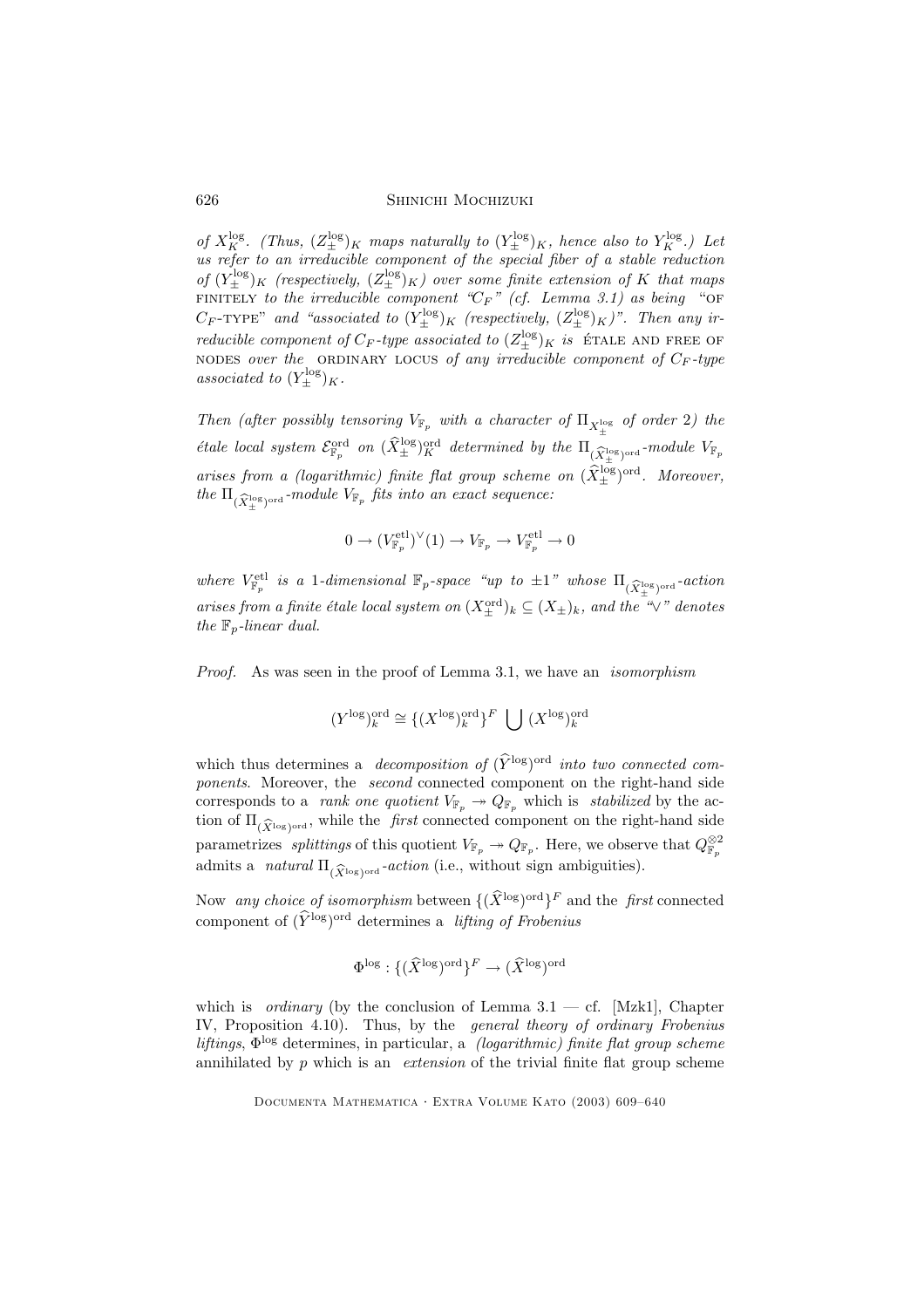*of $X_K^{\log}$. (Thus, $(Z_\pm^{\log})_K$ maps naturally to $(Y_\pm^{\log})_K$, hence also to $Y_K^{\log}$.) Let us refer to an irreducible component of the special fiber of a stable reduction of $(Y_\pm^{\log})_K$ (respectively, $(Z_\pm^{\log})_K$) over some finite extension of $K$ that maps* FINITELY *to the irreducible component "$C_F$" (cf. Lemma 3.1) as being* "OF $C_F$-TYPE" *and "associated to $(Y_\pm^{\log})_K$ (respectively, $(Z_\pm^{\log})_K$)". Then any irreducible component of $C_F$-type associated to $(Z_\pm^{\log})_K$ is* ÉTALE AND FREE OF NODES *over the* ORDINARY LOCUS *of any irreducible component of $C_F$-type associated to $(Y_\pm^{\log})_K$.*

*Then (after possibly tensoring $V_{\mathbb{F}_p}$ with a character of $\Pi_{X_\pm^{\log}}$ of order 2) the étale local system $\mathcal{E}_{\mathbb{F}_p}^{\mathrm{ord}}$ on $(\widehat{X}_\pm^{\log})_K^{\mathrm{ord}}$ determined by the $\Pi_{(\widehat{X}_\pm^{\log})^{\mathrm{ord}}}$-module $V_{\mathbb{F}_p}$ arises from a (logarithmic) finite flat group scheme on $(\widehat{X}_\pm^{\log})^{\mathrm{ord}}$. Moreover, the $\Pi_{(\widehat{X}_\pm^{\log})^{\mathrm{ord}}}$-module $V_{\mathbb{F}_p}$ fits into an exact sequence:*

$$0 \to (V_{\mathbb{F}_p}^{\mathrm{etl}})^\vee(1) \to V_{\mathbb{F}_p} \to V_{\mathbb{F}_p}^{\mathrm{etl}} \to 0$$

*where $V_{\mathbb{F}_p}^{\mathrm{etl}}$ is a 1-dimensional $\mathbb{F}_p$-space "up to $\pm 1$" whose $\Pi_{(\widehat{X}_\pm^{\log})^{\mathrm{ord}}}$-action arises from a finite étale local system on $(X_\pm^{\mathrm{ord}})_k \subseteq (X_\pm)_k$, and the "$\vee$" denotes the $\mathbb{F}_p$-linear dual.*

*Proof.* As was seen in the proof of Lemma 3.1, we have an *isomorphism*

$$(Y^{\log})_k^{\mathrm{ord}} \cong \{(X^{\log})_k^{\mathrm{ord}}\}^F \bigcup (X^{\log})_k^{\mathrm{ord}}$$

which thus determines a *decomposition of $(\widehat{Y}^{\log})^{\mathrm{ord}}$ into two connected components*. Moreover, the *second* connected component on the right-hand side corresponds to a *rank one quotient* $V_{\mathbb{F}_p} \twoheadrightarrow Q_{\mathbb{F}_p}$ which is *stabilized* by the action of $\Pi_{(\widehat{X}^{\log})^{\mathrm{ord}}}$, while the *first* connected component on the right-hand side parametrizes *splittings* of this quotient $V_{\mathbb{F}_p} \twoheadrightarrow Q_{\mathbb{F}_p}$. Here, we observe that $Q_{\mathbb{F}_p}^{\otimes 2}$ admits a *natural* $\Pi_{(\widehat{X}^{\log})^{\mathrm{ord}}}$*-action* (i.e., without sign ambiguities).

Now *any choice of isomorphism* between $\{(\widehat{X}^{\log})^{\mathrm{ord}}\}^F$ and the *first* connected component of $(\widehat{Y}^{\log})^{\mathrm{ord}}$ determines a *lifting of Frobenius*

$$\Phi^{\log} : \{(\widehat{X}^{\log})^{\mathrm{ord}}\}^F \to (\widehat{X}^{\log})^{\mathrm{ord}}$$

which is *ordinary* (by the conclusion of Lemma 3.1 — cf. [Mzk1], Chapter IV, Proposition 4.10). Thus, by the *general theory of ordinary Frobenius liftings*, $\Phi^{\log}$ determines, in particular, a *(logarithmic) finite flat group scheme* annihilated by $p$ which is an *extension* of the trivial finite flat group scheme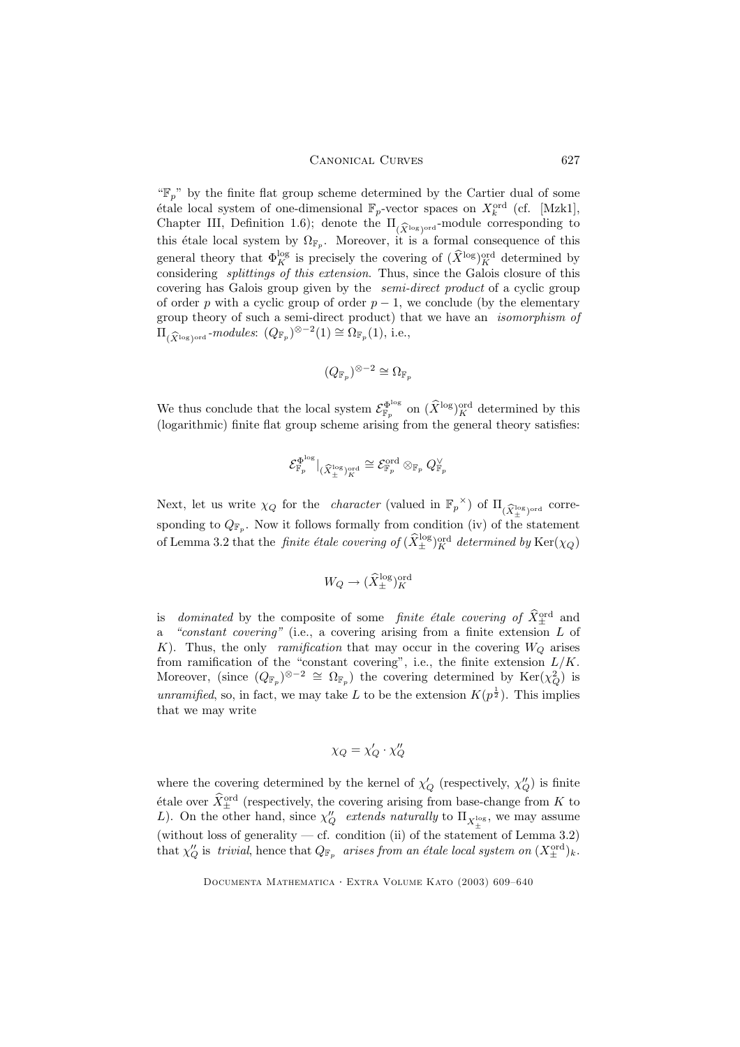"$\mathbb{F}_p$" by the finite flat group scheme determined by the Cartier dual of some étale local system of one-dimensional $\mathbb{F}_p$-vector spaces on $X_k^{\text{ord}}$ (cf. [Mzk1], Chapter III, Definition 1.6); denote the $\Pi_{(\widehat{X}^{\log})^{\text{ord}}}$-module corresponding to this étale local system by $\Omega_{\mathbb{F}_p}$. Moreover, it is a formal consequence of this general theory that $\Phi_K^{\log}$ is precisely the covering of $(\widehat{X}^{\log})_K^{\text{ord}}$ determined by considering *splittings of this extension*. Thus, since the Galois closure of this covering has Galois group given by the *semi-direct product* of a cyclic group of order $p$ with a cyclic group of order $p-1$, we conclude (by the elementary group theory of such a semi-direct product) that we have an *isomorphism of* $\Pi_{(\widehat{X}^{\log})^{\text{ord}}}$*-modules*: $(Q_{\mathbb{F}_p})^{\otimes -2}(1) \cong \Omega_{\mathbb{F}_p}(1)$, i.e.,

$$(Q_{\mathbb{F}_p})^{\otimes -2} \cong \Omega_{\mathbb{F}_p}$$

We thus conclude that the local system $\mathcal{E}_{\mathbb{F}_p}^{\Phi^{\log}}$ on $(\widehat{X}^{\log})_K^{\text{ord}}$ determined by this (logarithmic) finite flat group scheme arising from the general theory satisfies:

$$\mathcal{E}_{\mathbb{F}_p}^{\Phi^{\log}}|_{(\widehat{X}_{\pm}^{\log})_K^{\text{ord}}} \cong \mathcal{E}_{\mathbb{F}_p}^{\text{ord}} \otimes_{\mathbb{F}_p} Q_{\mathbb{F}_p}^{\vee}$$

Next, let us write $\chi_Q$ for the *character* (valued in ${\mathbb{F}_p}^{\times}$) of $\Pi_{(\widehat{X}_{\pm}^{\log})^{\text{ord}}}$ corresponding to $Q_{\mathbb{F}_p}$. Now it follows formally from condition (iv) of the statement of Lemma 3.2 that the *finite étale covering of* $(\widehat{X}_{\pm}^{\log})_K^{\text{ord}}$ *determined by* $\text{Ker}(\chi_Q)$

$$W_Q \to (\widehat{X}_{\pm}^{\log})_K^{\text{ord}}$$

is *dominated* by the composite of some *finite étale covering of* $\widehat{X}_{\pm}^{\text{ord}}$ and a *"constant covering"* (i.e., a covering arising from a finite extension $L$ of $K$). Thus, the only *ramification* that may occur in the covering $W_Q$ arises from ramification of the "constant covering", i.e., the finite extension $L/K$. Moreover, (since $(Q_{\mathbb{F}_p})^{\otimes -2} \cong \Omega_{\mathbb{F}_p}$) the covering determined by $\text{Ker}(\chi_Q^2)$ is *unramified*, so, in fact, we may take $L$ to be the extension $K(p^{\frac{1}{2}})$. This implies that we may write

$$\chi_Q = \chi'_Q \cdot \chi''_Q$$

where the covering determined by the kernel of $\chi'_Q$ (respectively, $\chi''_Q$) is finite étale over $\widehat{X}_{\pm}^{\text{ord}}$ (respectively, the covering arising from base-change from $K$ to $L$). On the other hand, since $\chi''_Q$ *extends naturally* to $\Pi_{X_{\pm}^{\log}}$, we may assume (without loss of generality — cf. condition (ii) of the statement of Lemma 3.2) that $\chi''_Q$ is *trivial*, hence that $Q_{\mathbb{F}_p}$ *arises from an étale local system on* $(X_{\pm}^{\text{ord}})_k$.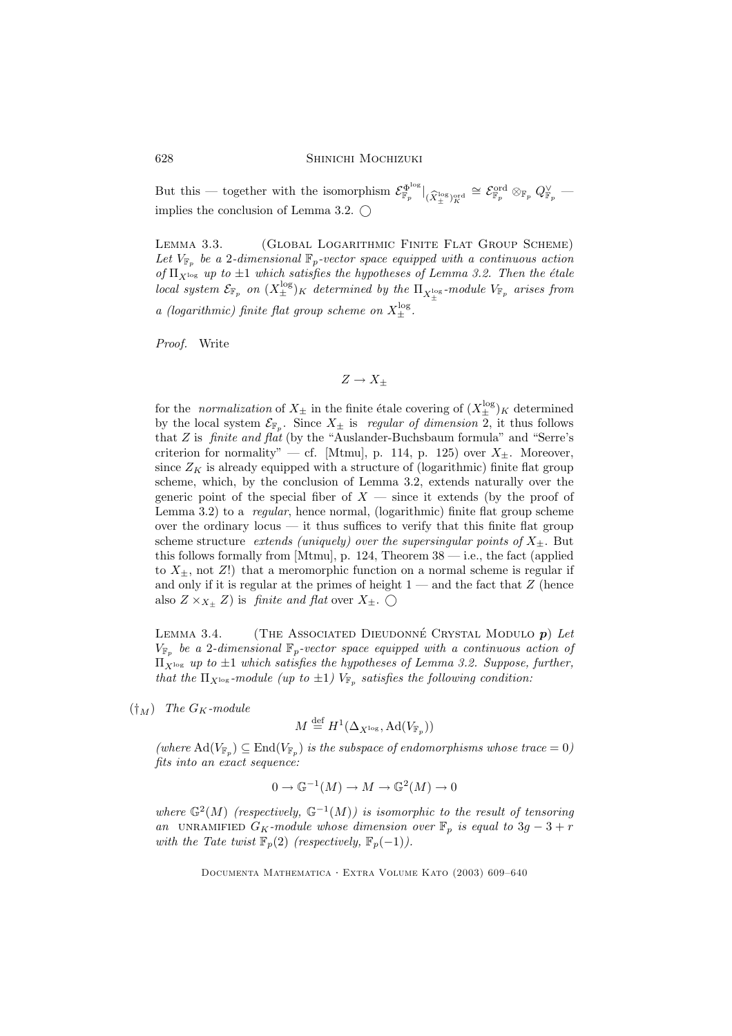But this — together with the isomorphism $\mathcal{E}_{\mathbb{F}_p}^{\Phi^{\log}}|_{(\widehat{X}^{\log}_{\pm})^{\mathrm{ord}}_K} \cong \mathcal{E}^{\mathrm{ord}}_{\mathbb{F}_p} \otimes_{\mathbb{F}_p} Q^{\vee}_{\mathbb{F}_p}$ — implies the conclusion of Lemma 3.2. ◯

Lemma 3.3. (Global Logarithmic Finite Flat Group Scheme) *Let $V_{\mathbb{F}_p}$ be a 2-dimensional $\mathbb{F}_p$-vector space equipped with a continuous action of $\Pi_{X^{\log}}$ up to $\pm 1$ which satisfies the hypotheses of Lemma 3.2. Then the étale local system $\mathcal{E}_{\mathbb{F}_p}$ on $(X^{\log}_{\pm})_K$ determined by the $\Pi_{X^{\log}_{\pm}}$-module $V_{\mathbb{F}_p}$ arises from a (logarithmic) finite flat group scheme on $X^{\log}_{\pm}$.*

*Proof.* Write

$$Z \to X_{\pm}$$

for the *normalization* of $X_{\pm}$ in the finite étale covering of $(X^{\log}_{\pm})_K$ determined by the local system $\mathcal{E}_{\mathbb{F}_p}$. Since $X_{\pm}$ is *regular of dimension* 2, it thus follows that $Z$ is *finite and flat* (by the "Auslander-Buchsbaum formula" and "Serre's criterion for normality" — cf. [Mtmu], p. 114, p. 125) over $X_{\pm}$. Moreover, since $Z_K$ is already equipped with a structure of (logarithmic) finite flat group scheme, which, by the conclusion of Lemma 3.2, extends naturally over the generic point of the special fiber of $X$ — since it extends (by the proof of Lemma 3.2) to a *regular*, hence normal, (logarithmic) finite flat group scheme over the ordinary locus — it thus suffices to verify that this finite flat group scheme structure *extends (uniquely) over the supersingular points of $X_{\pm}$*. But this follows formally from [Mtmu], p. 124, Theorem 38 — i.e., the fact (applied to $X_{\pm}$, not $Z$!) that a meromorphic function on a normal scheme is regular if and only if it is regular at the primes of height 1 — and the fact that $Z$ (hence also $Z \times_{X_{\pm}} Z$) is *finite and flat* over $X_{\pm}$. ◯

Lemma 3.4. (The Associated Dieudonné Crystal Modulo $p$) *Let $V_{\mathbb{F}_p}$ be a 2-dimensional $\mathbb{F}_p$-vector space equipped with a continuous action of $\Pi_{X^{\log}}$ up to $\pm 1$ which satisfies the hypotheses of Lemma 3.2. Suppose, further, that the $\Pi_{X^{\log}}$-module (up to $\pm 1$) $V_{\mathbb{F}_p}$ satisfies the following condition:*

($\dagger_M$) *The $G_K$-module*

$$M \stackrel{\mathrm{def}}{=} H^1(\Delta_{X^{\log}}, \mathrm{Ad}(V_{\mathbb{F}_p}))$$

*(where $\mathrm{Ad}(V_{\mathbb{F}_p}) \subseteq \mathrm{End}(V_{\mathbb{F}_p})$ is the subspace of endomorphisms whose trace $= 0$) fits into an exact sequence:*

$$0 \to \mathbb{G}^{-1}(M) \to M \to \mathbb{G}^2(M) \to 0$$

*where $\mathbb{G}^2(M)$ (respectively, $\mathbb{G}^{-1}(M)$) is isomorphic to the result of tensoring an* UNRAMIFIED *$G_K$-module whose dimension over $\mathbb{F}_p$ is equal to $3g-3+r$ with the Tate twist $\mathbb{F}_p(2)$ (respectively, $\mathbb{F}_p(-1)$).*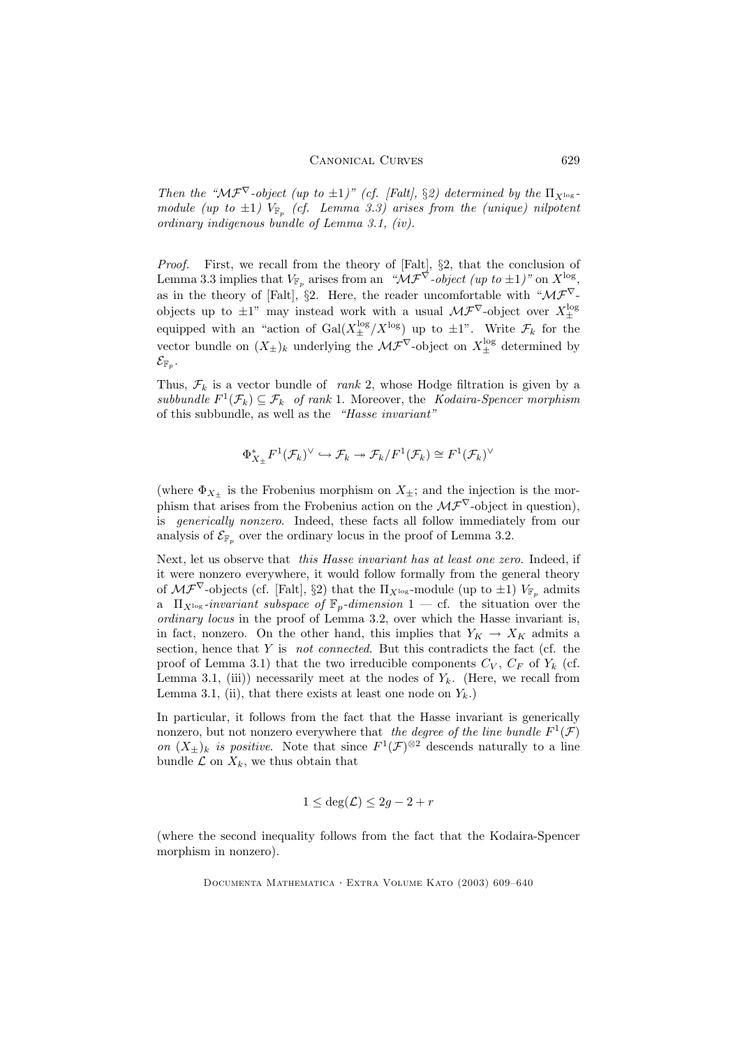*Then the "$\mathcal{MF}^\nabla$-object (up to $\pm 1$)" (cf. [Falt], §2) determined by the $\Pi_{X^{\log}}$-module (up to $\pm 1$) $V_{\mathbb{F}_p}$ (cf. Lemma 3.3) arises from the (unique) nilpotent ordinary indigenous bundle of Lemma 3.1, (iv).*

*Proof.* First, we recall from the theory of [Falt], §2, that the conclusion of Lemma 3.3 implies that $V_{\mathbb{F}_p}$ arises from an *"$\mathcal{MF}^\nabla$-object (up to $\pm 1$)"* on $X^{\log}$, as in the theory of [Falt], §2. Here, the reader uncomfortable with "$\mathcal{MF}^\nabla$-objects up to $\pm 1$" may instead work with a usual $\mathcal{MF}^\nabla$-object over $X_\pm^{\log}$ equipped with an "action of $\mathrm{Gal}(X_\pm^{\log}/X^{\log})$ up to $\pm 1$". Write $\mathcal{F}_k$ for the vector bundle on $(X_\pm)_k$ underlying the $\mathcal{MF}^\nabla$-object on $X_\pm^{\log}$ determined by $\mathcal{E}_{\mathbb{F}_p}$.

Thus, $\mathcal{F}_k$ is a vector bundle of *rank* 2, whose Hodge filtration is given by a *subbundle* $F^1(\mathcal{F}_k) \subseteq \mathcal{F}_k$ *of rank* 1. Moreover, the *Kodaira-Spencer morphism* of this subbundle, as well as the *"Hasse invariant"*

$$\Phi_{X_\pm}^* F^1(\mathcal{F}_k)^\vee \hookrightarrow \mathcal{F}_k \twoheadrightarrow \mathcal{F}_k/F^1(\mathcal{F}_k) \cong F^1(\mathcal{F}_k)^\vee$$

(where $\Phi_{X_\pm}$ is the Frobenius morphism on $X_\pm$; and the injection is the morphism that arises from the Frobenius action on the $\mathcal{MF}^\nabla$-object in question), is *generically nonzero*. Indeed, these facts all follow immediately from our analysis of $\mathcal{E}_{\mathbb{F}_p}$ over the ordinary locus in the proof of Lemma 3.2.

Next, let us observe that *this Hasse invariant has at least one zero*. Indeed, if it were nonzero everywhere, it would follow formally from the general theory of $\mathcal{MF}^\nabla$-objects (cf. [Falt], §2) that the $\Pi_{X^{\log}}$-module (up to $\pm 1$) $V_{\mathbb{F}_p}$ admits a $\Pi_{X^{\log}}$*-invariant subspace of* $\mathbb{F}_p$*-dimension* 1 — cf. the situation over the *ordinary locus* in the proof of Lemma 3.2, over which the Hasse invariant is, in fact, nonzero. On the other hand, this implies that $Y_K \to X_K$ admits a section, hence that $Y$ is *not connected*. But this contradicts the fact (cf. the proof of Lemma 3.1) that the two irreducible components $C_V$, $C_F$ of $Y_k$ (cf. Lemma 3.1, (iii)) necessarily meet at the nodes of $Y_k$. (Here, we recall from Lemma 3.1, (ii), that there exists at least one node on $Y_k$.)

In particular, it follows from the fact that the Hasse invariant is generically nonzero, but not nonzero everywhere that *the degree of the line bundle* $F^1(\mathcal{F})$ *on* $(X_\pm)_k$ *is positive.* Note that since $F^1(\mathcal{F})^{\otimes 2}$ descends naturally to a line bundle $\mathcal{L}$ on $X_k$, we thus obtain that

$$1 \leq \deg(\mathcal{L}) \leq 2g - 2 + r$$

(where the second inequality follows from the fact that the Kodaira-Spencer morphism in nonzero).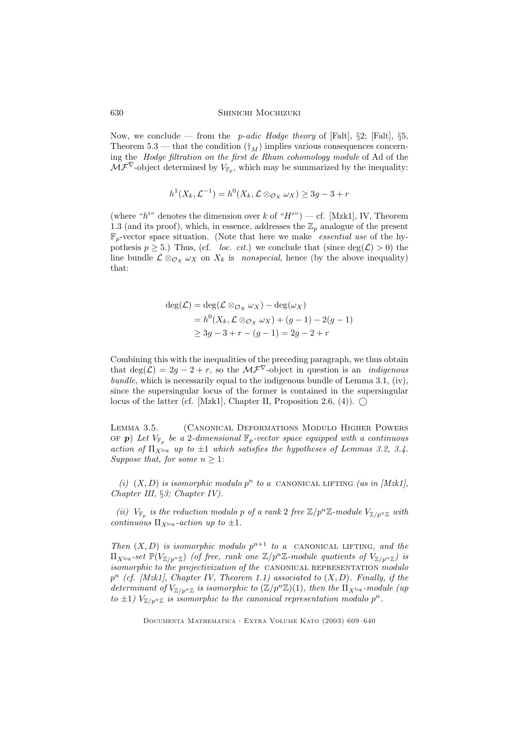Now, we conclude — from the *p-adic Hodge theory* of [Falt], §2; [Falt], §5, Theorem 5.3 — that the condition $(\dagger_M)$ implies various consequences concerning the *Hodge filtration on the first de Rham cohomology module* of Ad of the $\mathcal{MF}^{\nabla}$-object determined by $V_{\mathbb{F}_p}$, which may be summarized by the inequality:

$$h^1(X_k, \mathcal{L}^{-1}) = h^0(X_k, \mathcal{L} \otimes_{\mathcal{O}_X} \omega_X) \geq 3g - 3 + r$$

(where "$h^i$" denotes the dimension over $k$ of "$H^i$") — cf. [Mzk1], IV, Theorem 1.3 (and its proof), which, in essence, addresses the $\mathbb{Z}_p$ analogue of the present $\mathbb{F}_p$-vector space situation. (Note that here we make *essential use* of the hypothesis $p \geq 5$.) Thus, (cf. *loc. cit.*) we conclude that (since $\deg(\mathcal{L}) > 0$) the line bundle $\mathcal{L} \otimes_{\mathcal{O}_X} \omega_X$ on $X_k$ is *nonspecial*, hence (by the above inequality) that:

$$\begin{aligned}
\deg(\mathcal{L}) &= \deg(\mathcal{L} \otimes_{\mathcal{O}_X} \omega_X) - \deg(\omega_X) \\
&= h^0(X_k, \mathcal{L} \otimes_{\mathcal{O}_X} \omega_X) + (g-1) - 2(g-1) \\
&\geq 3g - 3 + r - (g-1) = 2g - 2 + r
\end{aligned}$$

Combining this with the inequalities of the preceding paragraph, we thus obtain that $\deg(\mathcal{L}) = 2g - 2 + r$, so the $\mathcal{MF}^{\nabla}$-object in question is an *indigenous bundle*, which is necessarily equal to the indigenous bundle of Lemma 3.1, (iv), since the supersingular locus of the former is contained in the supersingular locus of the latter (cf. [Mzk1], Chapter II, Proposition 2.6, (4)). ◯

Lemma 3.5. (Canonical Deformations Modulo Higher Powers of $\boldsymbol{p}$) *Let $V_{\mathbb{F}_p}$ be a 2-dimensional $\mathbb{F}_p$-vector space equipped with a continuous action of $\Pi_{X^{\log}}$ up to $\pm 1$ which satisfies the hypotheses of Lemmas 3.2, 3.4. Suppose that, for some $n \geq 1$:*

*(i) $(X, D)$ is isomorphic modulo $p^n$ to a* CANONICAL LIFTING *(as in [Mzk1], Chapter III, §3; Chapter IV).*

*(ii) $V_{\mathbb{F}_p}$ is the reduction modulo $p$ of a rank 2 free $\mathbb{Z}/p^n\mathbb{Z}$-module $V_{\mathbb{Z}/p^n\mathbb{Z}}$ with continuous $\Pi_{X^{\log}}$-action up to $\pm 1$.*

*Then $(X, D)$ is isomorphic modulo $p^{n+1}$ to a* CANONICAL LIFTING*, and the $\Pi_{X^{\log}}$-set $\mathbb{P}(V_{\mathbb{Z}/p^n\mathbb{Z}})$ (of free, rank one $\mathbb{Z}/p^n\mathbb{Z}$-module quotients of $V_{\mathbb{Z}/p^n\mathbb{Z}}$) is isomorphic to the projectivization of the* CANONICAL REPRESENTATION *modulo $p^n$ (cf. [Mzk1], Chapter IV, Theorem 1.1) associated to $(X, D)$. Finally, if the determinant of $V_{\mathbb{Z}/p^n\mathbb{Z}}$ is isomorphic to $(\mathbb{Z}/p^n\mathbb{Z})(1)$, then the $\Pi_{X^{\log}}$-module (up to $\pm 1$) $V_{\mathbb{Z}/p^n\mathbb{Z}}$ is isomorphic to the canonical representation modulo $p^n$.*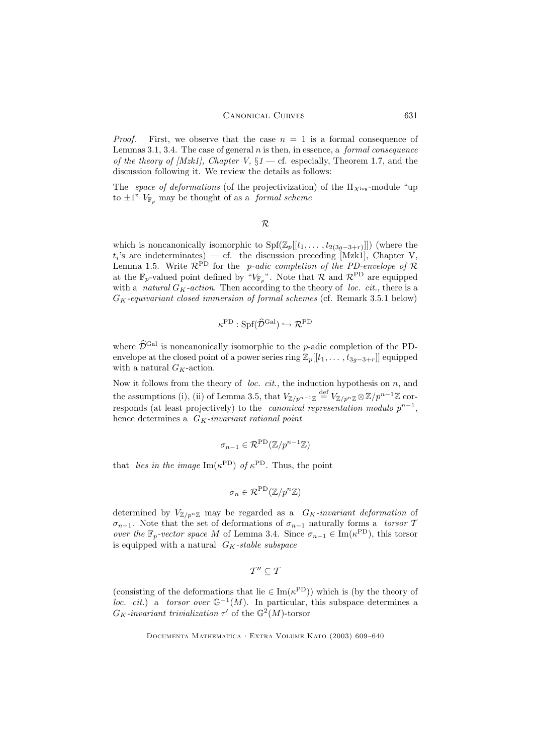*Proof.* First, we observe that the case $n = 1$ is a formal consequence of Lemmas 3.1, 3.4. The case of general $n$ is then, in essence, a *formal consequence of the theory of [Mzk1], Chapter V, §1* — cf. especially, Theorem 1.7, and the discussion following it. We review the details as follows:

The *space of deformations* (of the projectivization) of the $\Pi_{X^{\log}}$-module "up to $\pm 1$" $V_{\mathbb{F}_p}$ may be thought of as a *formal scheme*

$$\mathcal{R}$$

which is noncanonically isomorphic to $\mathrm{Spf}(\mathbb{Z}_p[[t_1, \ldots, t_{2(3g-3+r)}]])$ (where the $t_i$'s are indeterminates) — cf. the discussion preceding [Mzk1], Chapter V, Lemma 1.5. Write $\mathcal{R}^{\mathrm{PD}}$ for the *p-adic completion of the PD-envelope of* $\mathcal{R}$ at the $\mathbb{F}_p$-valued point defined by "$V_{\mathbb{F}_p}$". Note that $\mathcal{R}$ and $\mathcal{R}^{\mathrm{PD}}$ are equipped with a *natural* $G_K$*-action*. Then according to the theory of *loc. cit.*, there is a $G_K$*-equivariant closed immersion of formal schemes* (cf. Remark 3.5.1 below)

$$\kappa^{\mathrm{PD}} : \mathrm{Spf}(\widehat{\mathcal{D}}^{\mathrm{Gal}}) \hookrightarrow \mathcal{R}^{\mathrm{PD}}$$

where $\widehat{\mathcal{D}}^{\mathrm{Gal}}$ is noncanonically isomorphic to the $p$-adic completion of the PD-envelope at the closed point of a power series ring $\mathbb{Z}_p[[t_1, \ldots, t_{3g-3+r}]]$ equipped with a natural $G_K$-action.

Now it follows from the theory of *loc. cit.*, the induction hypothesis on $n$, and the assumptions (i), (ii) of Lemma 3.5, that $V_{\mathbb{Z}/p^{n-1}\mathbb{Z}} \stackrel{\mathrm{def}}{=} V_{\mathbb{Z}/p^n\mathbb{Z}} \otimes \mathbb{Z}/p^{n-1}\mathbb{Z}$ corresponds (at least projectively) to the *canonical representation modulo* $p^{n-1}$, hence determines a $G_K$*-invariant rational point*

$$\sigma_{n-1} \in \mathcal{R}^{\mathrm{PD}}(\mathbb{Z}/p^{n-1}\mathbb{Z})$$

that *lies in the image* $\mathrm{Im}(\kappa^{\mathrm{PD}})$ *of* $\kappa^{\mathrm{PD}}$. Thus, the point

$$\sigma_n \in \mathcal{R}^{\mathrm{PD}}(\mathbb{Z}/p^n\mathbb{Z})$$

determined by $V_{\mathbb{Z}/p^n\mathbb{Z}}$ may be regarded as a $G_K$*-invariant deformation* of $\sigma_{n-1}$. Note that the set of deformations of $\sigma_{n-1}$ naturally forms a *torsor* $\mathcal{T}$ *over the* $\mathbb{F}_p$*-vector space* $M$ of Lemma 3.4. Since $\sigma_{n-1} \in \mathrm{Im}(\kappa^{\mathrm{PD}})$, this torsor is equipped with a natural $G_K$*-stable subspace*

$$\mathcal{T}'' \subseteq \mathcal{T}$$

(consisting of the deformations that lie $\in \mathrm{Im}(\kappa^{\mathrm{PD}})$) which is (by the theory of *loc. cit.*) a *torsor over* $\mathbb{G}^{-1}(M)$. In particular, this subspace determines a $G_K$*-invariant trivialization* $\tau'$ of the $\mathbb{G}^2(M)$-torsor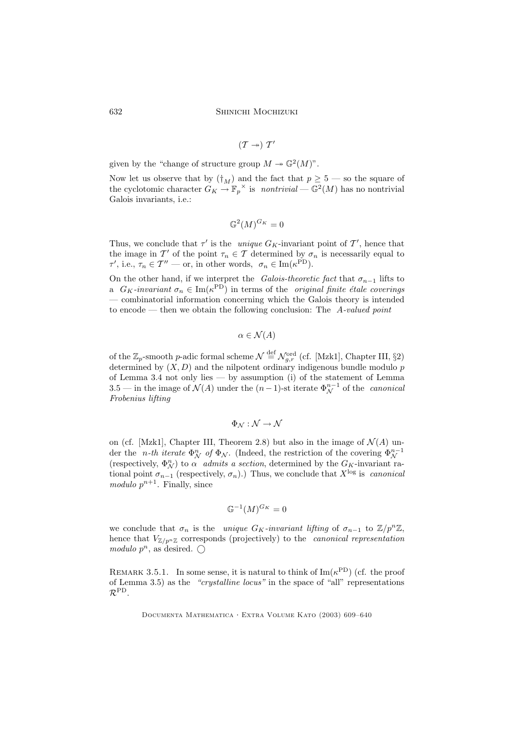$$(\mathcal{T} \twoheadrightarrow) \ \mathcal{T}'$$

given by the "change of structure group $M \twoheadrightarrow \mathbb{G}^2(M)$".

Now let us observe that by $(\dagger_M)$ and the fact that $p \geq 5$ — so the square of the cyclotomic character $G_K \to \mathbb{F}_p{}^\times$ is *nontrivial* — $\mathbb{G}^2(M)$ has no nontrivial Galois invariants, i.e.:

$$\mathbb{G}^2(M)^{G_K} = 0$$

Thus, we conclude that $\tau'$ is the *unique* $G_K$-invariant point of $\mathcal{T}'$, hence that the image in $\mathcal{T}'$ of the point $\tau_n \in \mathcal{T}$ determined by $\sigma_n$ is necessarily equal to $\tau'$, i.e., $\tau_n \in \mathcal{T}''$ — or, in other words, $\sigma_n \in \mathrm{Im}(\kappa^{\mathrm{PD}})$.

On the other hand, if we interpret the *Galois-theoretic fact* that $\sigma_{n-1}$ lifts to a *$G_K$-invariant* $\sigma_n \in \mathrm{Im}(\kappa^{\mathrm{PD}})$ in terms of the *original finite étale coverings* — combinatorial information concerning which the Galois theory is intended to encode — then we obtain the following conclusion: The *A-valued point*

$$\alpha \in \mathcal{N}(A)$$

of the $\mathbb{Z}_p$-smooth $p$-adic formal scheme $\mathcal{N} \stackrel{\mathrm{def}}{=} \mathcal{N}^{\mathrm{ord}}_{g,r}$ (cf. [Mzk1], Chapter III, §2) determined by $(X, D)$ and the nilpotent ordinary indigenous bundle modulo $p$ of Lemma 3.4 not only lies — by assumption (i) of the statement of Lemma 3.5 — in the image of $\mathcal{N}(A)$ under the $(n-1)$-st iterate $\Phi^{n-1}_{\mathcal{N}}$ of the *canonical Frobenius lifting*

$$\Phi_{\mathcal{N}} : \mathcal{N} \to \mathcal{N}$$

on (cf. [Mzk1], Chapter III, Theorem 2.8) but also in the image of $\mathcal{N}(A)$ under the *n-th iterate* $\Phi^n_{\mathcal{N}}$ *of* $\Phi_{\mathcal{N}}$. (Indeed, the restriction of the covering $\Phi^{n-1}_{\mathcal{N}}$ (respectively, $\Phi^n_{\mathcal{N}}$) to $\alpha$ *admits a section*, determined by the $G_K$-invariant rational point $\sigma_{n-1}$ (respectively, $\sigma_n$).) Thus, we conclude that $X^{\log}$ is *canonical modulo* $p^{n+1}$. Finally, since

$$\mathbb{G}^{-1}(M)^{G_K} = 0$$

we conclude that $\sigma_n$ is the *unique $G_K$-invariant lifting* of $\sigma_{n-1}$ to $\mathbb{Z}/p^n\mathbb{Z}$, hence that $V_{\mathbb{Z}/p^n\mathbb{Z}}$ corresponds (projectively) to the *canonical representation modulo* $p^n$, as desired. ○

Remark 3.5.1. In some sense, it is natural to think of $\mathrm{Im}(\kappa^{\mathrm{PD}})$ (cf. the proof of Lemma 3.5) as the *"crystalline locus"* in the space of "all" representations $\mathcal{R}^{\mathrm{PD}}$.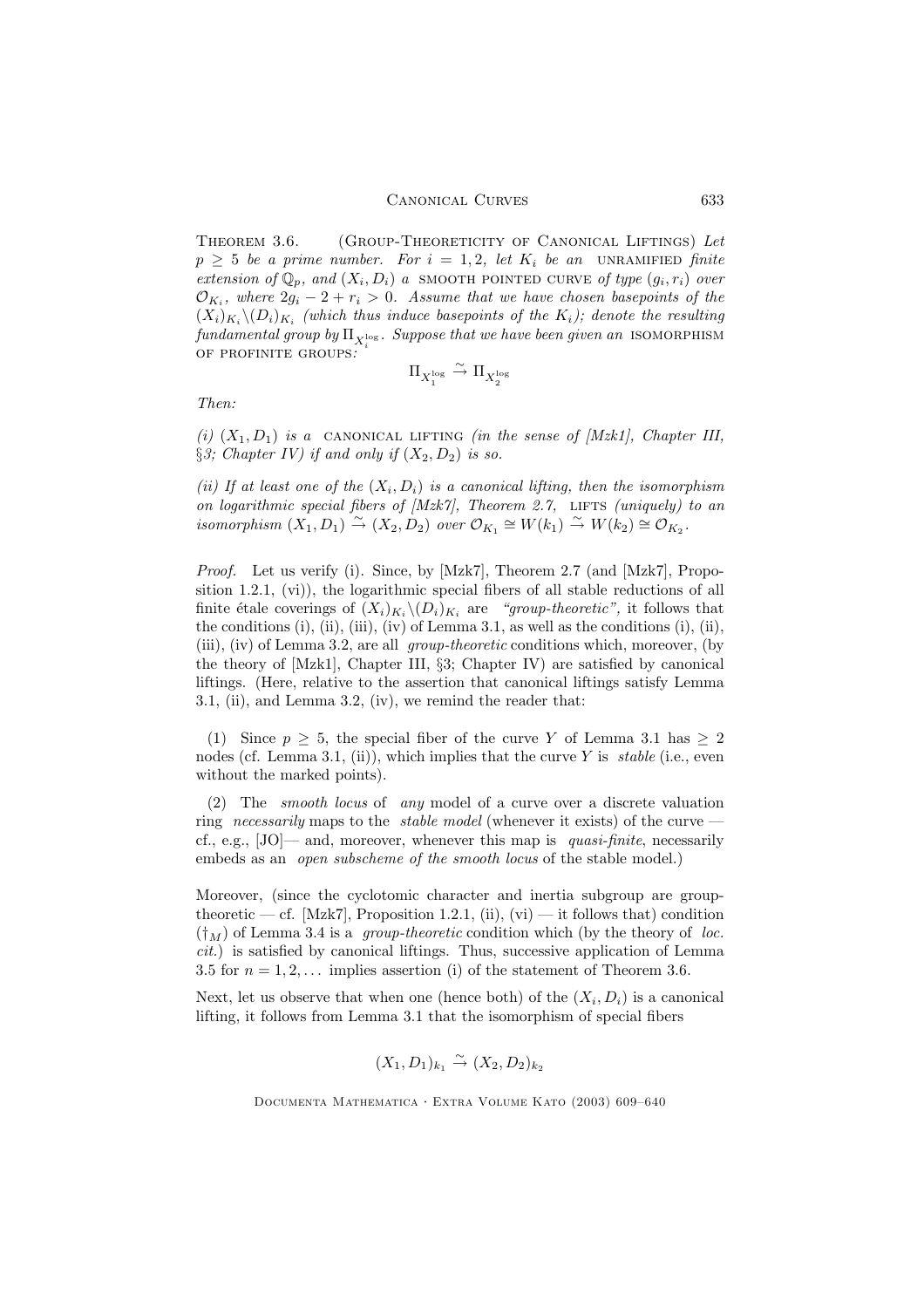Theorem 3.6. (Group-Theoreticity of Canonical Liftings) *Let $p \geq 5$ be a prime number. For $i = 1, 2$, let $K_i$ be an* unramified *finite extension of $\mathbb{Q}_p$, and $(X_i, D_i)$ a* smooth pointed curve *of type $(g_i, r_i)$ over $\mathcal{O}_{K_i}$, where $2g_i - 2 + r_i > 0$. Assume that we have chosen basepoints of the $(X_i)_{K_i} \backslash (D_i)_{K_i}$ (which thus induce basepoints of the $K_i$); denote the resulting fundamental group by $\Pi_{X_i^{\log}}$. Suppose that we have been given an* isomorphism of profinite groups*:*

$$\Pi_{X_1^{\log}} \xrightarrow{\sim} \Pi_{X_2^{\log}}$$

*Then:*

*(i) $(X_1, D_1)$ is a* canonical lifting *(in the sense of [Mzk1], Chapter III, §3; Chapter IV) if and only if $(X_2, D_2)$ is so.*

*(ii) If at least one of the $(X_i, D_i)$ is a canonical lifting, then the isomorphism on logarithmic special fibers of [Mzk7], Theorem 2.7,* lifts *(uniquely) to an isomorphism $(X_1, D_1) \xrightarrow{\sim} (X_2, D_2)$ over $\mathcal{O}_{K_1} \cong W(k_1) \xrightarrow{\sim} W(k_2) \cong \mathcal{O}_{K_2}$.*

*Proof.* Let us verify (i). Since, by [Mzk7], Theorem 2.7 (and [Mzk7], Proposition 1.2.1, (vi)), the logarithmic special fibers of all stable reductions of all finite étale coverings of $(X_i)_{K_i} \backslash (D_i)_{K_i}$ are *"group-theoretic"*, it follows that the conditions (i), (ii), (iii), (iv) of Lemma 3.1, as well as the conditions (i), (ii), (iii), (iv) of Lemma 3.2, are all *group-theoretic* conditions which, moreover, (by the theory of [Mzk1], Chapter III, §3; Chapter IV) are satisfied by canonical liftings. (Here, relative to the assertion that canonical liftings satisfy Lemma 3.1, (ii), and Lemma 3.2, (iv), we remind the reader that:

(1) Since $p \geq 5$, the special fiber of the curve $Y$ of Lemma 3.1 has $\geq 2$ nodes (cf. Lemma 3.1, (ii)), which implies that the curve $Y$ is *stable* (i.e., even without the marked points).

(2) The *smooth locus* of *any* model of a curve over a discrete valuation ring *necessarily* maps to the *stable model* (whenever it exists) of the curve — cf., e.g., [JO]— and, moreover, whenever this map is *quasi-finite*, necessarily embeds as an *open subscheme of the smooth locus* of the stable model.)

Moreover, (since the cyclotomic character and inertia subgroup are group-theoretic — cf. [Mzk7], Proposition 1.2.1, (ii), (vi) — it follows that) condition $(\dagger_M)$ of Lemma 3.4 is a *group-theoretic* condition which (by the theory of *loc. cit.*) is satisfied by canonical liftings. Thus, successive application of Lemma 3.5 for $n = 1, 2, \ldots$ implies assertion (i) of the statement of Theorem 3.6.

Next, let us observe that when one (hence both) of the $(X_i, D_i)$ is a canonical lifting, it follows from Lemma 3.1 that the isomorphism of special fibers

$$(X_1, D_1)_{k_1} \xrightarrow{\sim} (X_2, D_2)_{k_2}$$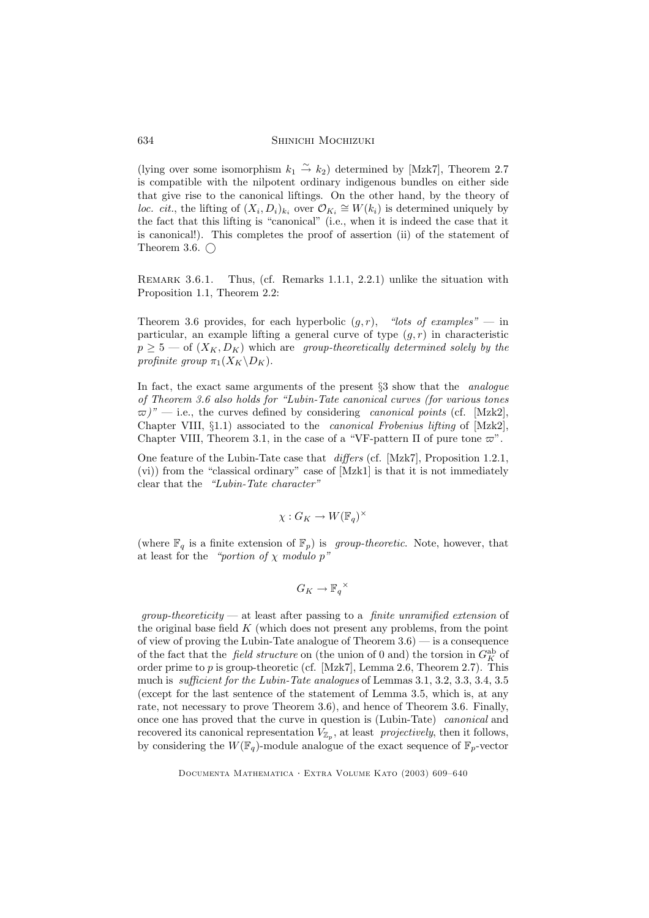(lying over some isomorphism $k_1 \xrightarrow{\sim} k_2$) determined by [Mzk7], Theorem 2.7 is compatible with the nilpotent ordinary indigenous bundles on either side that give rise to the canonical liftings. On the other hand, by the theory of *loc. cit.*, the lifting of $(X_i, D_i)_{k_i}$ over $\mathcal{O}_{K_i} \cong W(k_i)$ is determined uniquely by the fact that this lifting is "canonical" (i.e., when it is indeed the case that it is canonical!). This completes the proof of assertion (ii) of the statement of Theorem 3.6. ◯

Remark 3.6.1. Thus, (cf. Remarks 1.1.1, 2.2.1) unlike the situation with Proposition 1.1, Theorem 2.2:

Theorem 3.6 provides, for each hyperbolic $(g, r)$, *"lots of examples"* — in particular, an example lifting a general curve of type $(g, r)$ in characteristic $p \geq 5$ — of $(X_K, D_K)$ which are *group-theoretically determined solely by the profinite group* $\pi_1(X_K \backslash D_K)$.

In fact, the exact same arguments of the present §3 show that the *analogue of Theorem 3.6 also holds for "Lubin-Tate canonical curves (for various tones $\varpi$)"* — i.e., the curves defined by considering *canonical points* (cf. [Mzk2], Chapter VIII, §1.1) associated to the *canonical Frobenius lifting* of [Mzk2], Chapter VIII, Theorem 3.1, in the case of a "VF-pattern Π of pure tone $\varpi$".

One feature of the Lubin-Tate case that *differs* (cf. [Mzk7], Proposition 1.2.1, (vi)) from the "classical ordinary" case of [Mzk1] is that it is not immediately clear that the *"Lubin-Tate character"*

$$\chi : G_K \to W(\mathbb{F}_q)^\times$$

(where $\mathbb{F}_q$ is a finite extension of $\mathbb{F}_p$) is *group-theoretic*. Note, however, that at least for the *"portion of $\chi$ modulo $p$"*

$$G_K \to \mathbb{F}_q^{\ \times}$$

*group-theoreticity* — at least after passing to a *finite unramified extension* of the original base field $K$ (which does not present any problems, from the point of view of proving the Lubin-Tate analogue of Theorem 3.6) — is a consequence of the fact that the *field structure* on (the union of 0 and) the torsion in $G_K^{\mathrm{ab}}$ of order prime to $p$ is group-theoretic (cf. [Mzk7], Lemma 2.6, Theorem 2.7). This much is *sufficient for the Lubin-Tate analogues* of Lemmas 3.1, 3.2, 3.3, 3.4, 3.5 (except for the last sentence of the statement of Lemma 3.5, which is, at any rate, not necessary to prove Theorem 3.6), and hence of Theorem 3.6. Finally, once one has proved that the curve in question is (Lubin-Tate) *canonical* and recovered its canonical representation $V_{\mathbb{Z}_p}$, at least *projectively*, then it follows, by considering the $W(\mathbb{F}_q)$-module analogue of the exact sequence of $\mathbb{F}_p$-vector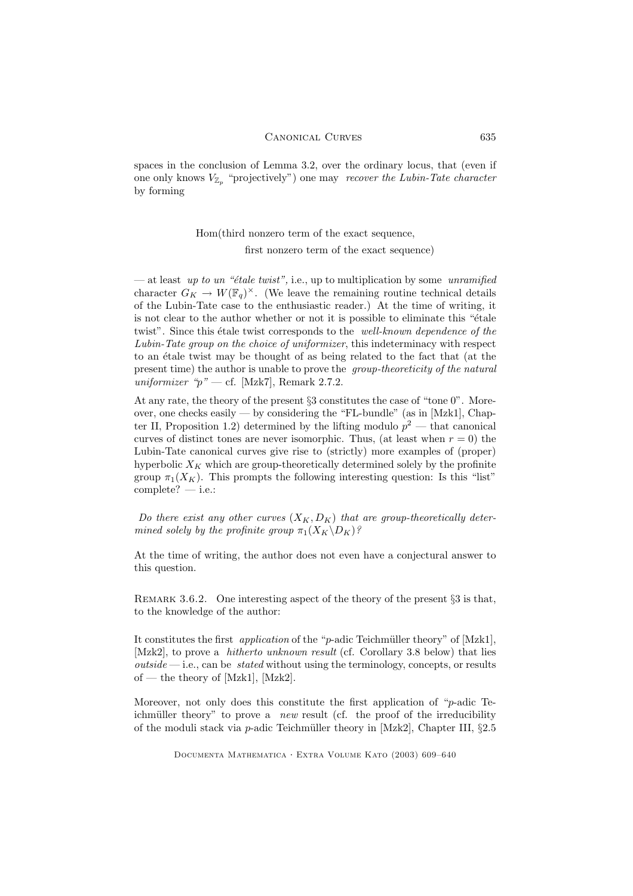spaces in the conclusion of Lemma 3.2, over the ordinary locus, that (even if one only knows $V_{\mathbb{Z}_p}$ "projectively") one may *recover the Lubin-Tate character* by forming

$$\text{Hom(third nonzero term of the exact sequence,} \\ \text{first nonzero term of the exact sequence)}$$

— at least *up to un "étale twist"*, i.e., up to multiplication by some *unramified* character $G_K \to W(\mathbb{F}_q)^\times$. (We leave the remaining routine technical details of the Lubin-Tate case to the enthusiastic reader.) At the time of writing, it is not clear to the author whether or not it is possible to eliminate this "étale twist". Since this étale twist corresponds to the *well-known dependence of the Lubin-Tate group on the choice of uniformizer*, this indeterminacy with respect to an étale twist may be thought of as being related to the fact that (at the present time) the author is unable to prove the *group-theoreticity of the natural uniformizer "p"* — cf. [Mzk7], Remark 2.7.2.

At any rate, the theory of the present §3 constitutes the case of "tone 0". Moreover, one checks easily — by considering the "FL-bundle" (as in [Mzk1], Chapter II, Proposition 1.2) determined by the lifting modulo $p^2$ — that canonical curves of distinct tones are never isomorphic. Thus, (at least when $r = 0$) the Lubin-Tate canonical curves give rise to (strictly) more examples of (proper) hyperbolic $X_K$ which are group-theoretically determined solely by the profinite group $\pi_1(X_K)$. This prompts the following interesting question: Is this "list" complete? — i.e.:

*Do there exist any other curves $(X_K, D_K)$ that are group-theoretically determined solely by the profinite group $\pi_1(X_K \backslash D_K)$?*

At the time of writing, the author does not even have a conjectural answer to this question.

Remark 3.6.2. One interesting aspect of the theory of the present §3 is that, to the knowledge of the author:

It constitutes the first *application* of the "$p$-adic Teichmüller theory" of [Mzk1], [Mzk2], to prove a *hitherto unknown result* (cf. Corollary 3.8 below) that lies *outside* — i.e., can be *stated* without using the terminology, concepts, or results of — the theory of [Mzk1], [Mzk2].

Moreover, not only does this constitute the first application of "$p$-adic Teichmüller theory" to prove a *new* result (cf. the proof of the irreducibility of the moduli stack via $p$-adic Teichmüller theory in [Mzk2], Chapter III, §2.5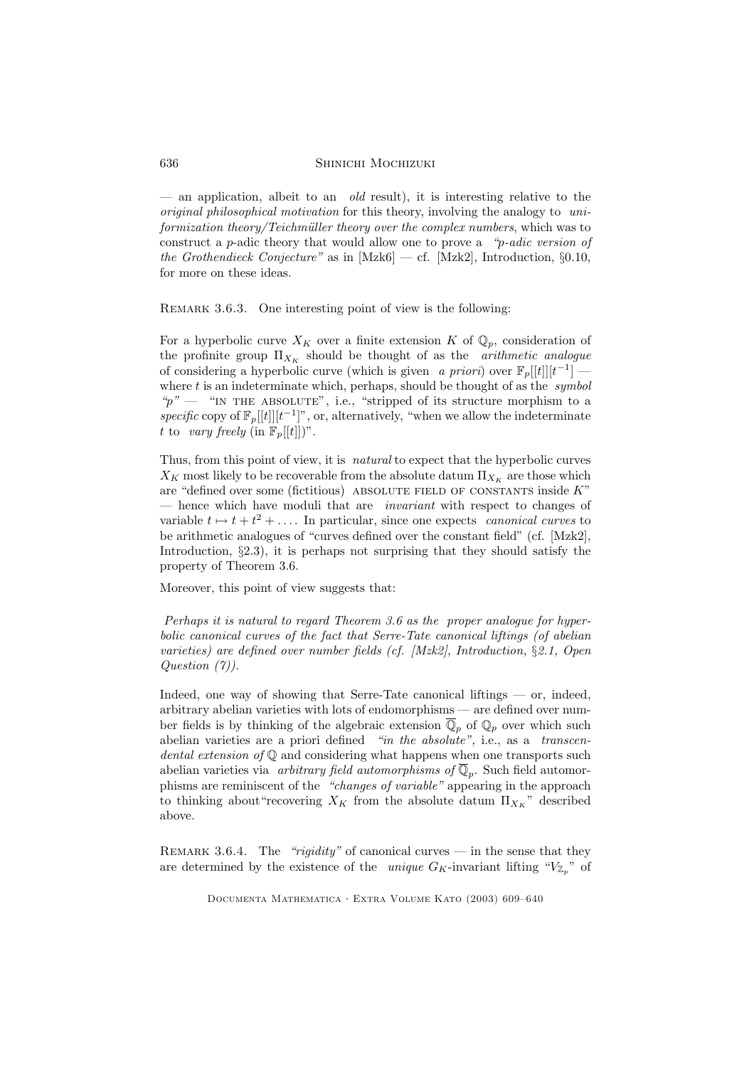— an application, albeit to an *old* result), it is interesting relative to the *original philosophical motivation* for this theory, involving the analogy to *uniformization theory/Teichmüller theory over the complex numbers*, which was to construct a $p$-adic theory that would allow one to prove a *"p-adic version of the Grothendieck Conjecture"* as in [Mzk6] — cf. [Mzk2], Introduction, §0.10, for more on these ideas.

Remark 3.6.3. One interesting point of view is the following:

For a hyperbolic curve $X_K$ over a finite extension $K$ of $\mathbb{Q}_p$, consideration of the profinite group $\Pi_{X_K}$ should be thought of as the *arithmetic analogue* of considering a hyperbolic curve (which is given *a priori*) over $\mathbb{F}_p[[t]][t^{-1}]$ — where $t$ is an indeterminate which, perhaps, should be thought of as the *symbol "p"* — "IN THE ABSOLUTE", i.e., "stripped of its structure morphism to a *specific* copy of $\mathbb{F}_p[[t]][t^{-1}]$", or, alternatively, "when we allow the indeterminate $t$ to *vary freely* (in $\mathbb{F}_p[[t]]$)".

Thus, from this point of view, it is *natural* to expect that the hyperbolic curves $X_K$ most likely to be recoverable from the absolute datum $\Pi_{X_K}$ are those which are "defined over some (fictitious) ABSOLUTE FIELD OF CONSTANTS inside $K$" — hence which have moduli that are *invariant* with respect to changes of variable $t \mapsto t + t^2 + \ldots$. In particular, since one expects *canonical curves* to be arithmetic analogues of "curves defined over the constant field" (cf. [Mzk2], Introduction, §2.3), it is perhaps not surprising that they should satisfy the property of Theorem 3.6.

Moreover, this point of view suggests that:

*Perhaps it is natural to regard Theorem 3.6 as the proper analogue for hyperbolic canonical curves of the fact that Serre-Tate canonical liftings (of abelian varieties) are defined over number fields (cf. [Mzk2], Introduction, §2.1, Open Question (7)).*

Indeed, one way of showing that Serre-Tate canonical liftings — or, indeed, arbitrary abelian varieties with lots of endomorphisms — are defined over number fields is by thinking of the algebraic extension $\overline{\mathbb{Q}}_p$ of $\mathbb{Q}_p$ over which such abelian varieties are a priori defined *"in the absolute"*, i.e., as a *transcendental extension of* $\mathbb{Q}$ and considering what happens when one transports such abelian varieties via *arbitrary field automorphisms of* $\overline{\mathbb{Q}}_p$. Such field automorphisms are reminiscent of the *"changes of variable"* appearing in the approach to thinking about"recovering $X_K$ from the absolute datum $\Pi_{X_K}$" described above.

Remark 3.6.4. The *"rigidity"* of canonical curves — in the sense that they are determined by the existence of the *unique* $G_K$-invariant lifting "$V_{\mathbb{Z}_p}$" of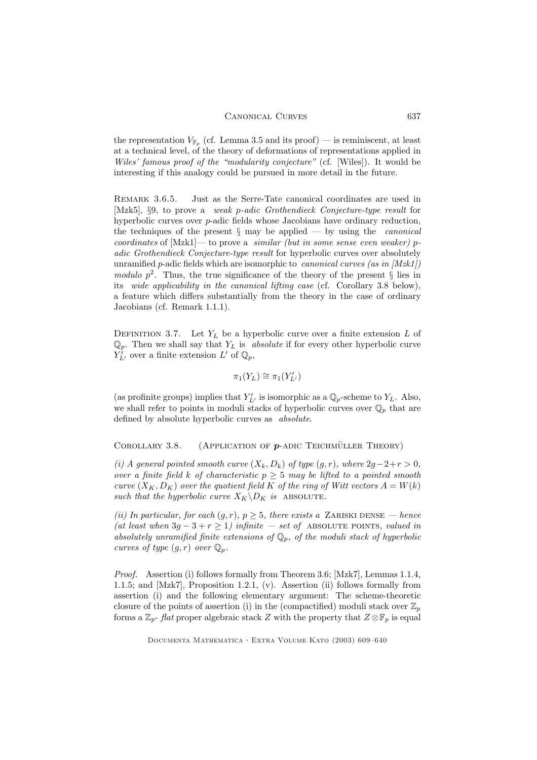the representation $V_{\mathbb{F}_p}$ (cf. Lemma 3.5 and its proof) — is reminiscent, at least at a technical level, of the theory of deformations of representations applied in *Wiles' famous proof of the "modularity conjecture"* (cf. [Wiles]). It would be interesting if this analogy could be pursued in more detail in the future.

Remark 3.6.5. Just as the Serre-Tate canonical coordinates are used in [Mzk5], §9, to prove a *weak p-adic Grothendieck Conjecture-type result* for hyperbolic curves over $p$-adic fields whose Jacobians have ordinary reduction, the techniques of the present § may be applied — by using the *canonical coordinates* of [Mzk1]— to prove a *similar (but in some sense even weaker) p-adic Grothendieck Conjecture-type result* for hyperbolic curves over absolutely unramified $p$-adic fields which are isomorphic to *canonical curves (as in [Mzk1]) modulo* $p^2$. Thus, the true significance of the theory of the present § lies in its *wide applicability in the canonical lifting case* (cf. Corollary 3.8 below), a feature which differs substantially from the theory in the case of ordinary Jacobians (cf. Remark 1.1.1).

Definition 3.7. Let $Y_L$ be a hyperbolic curve over a finite extension $L$ of $\mathbb{Q}_p$. Then we shall say that $Y_L$ is *absolute* if for every other hyperbolic curve $Y'_{L'}$ over a finite extension $L'$ of $\mathbb{Q}_p$,

$$\pi_1(Y_L) \cong \pi_1(Y'_{L'})$$

(as profinite groups) implies that $Y'_{L'}$ is isomorphic as a $\mathbb{Q}_p$-scheme to $Y_L$. Also, we shall refer to points in moduli stacks of hyperbolic curves over $\mathbb{Q}_p$ that are defined by absolute hyperbolic curves as *absolute*.

Corollary 3.8. (Application of $p$-adic Teichmüller Theory)

*(i) A general pointed smooth curve $(X_k, D_k)$ of type $(g, r)$, where $2g-2+r > 0$, over a finite field $k$ of characteristic $p \geq 5$ may be lifted to a pointed smooth curve $(X_K, D_K)$ over the quotient field $K$ of the ring of Witt vectors $A = W(k)$ such that the hyperbolic curve $X_K \backslash D_K$ is* ABSOLUTE.

*(ii) In particular, for each $(g, r)$, $p \geq 5$, there exists a* ZARISKI DENSE *— hence (at least when $3g - 3 + r \geq 1$) infinite — set of* ABSOLUTE POINTS*, valued in absolutely unramified finite extensions of $\mathbb{Q}_p$, of the moduli stack of hyperbolic curves of type $(g, r)$ over $\mathbb{Q}_p$.*

*Proof.* Assertion (i) follows formally from Theorem 3.6; [Mzk7], Lemmas 1.1.4, 1.1.5; and [Mzk7], Proposition 1.2.1, (v). Assertion (ii) follows formally from assertion (i) and the following elementary argument: The scheme-theoretic closure of the points of assertion (i) in the (compactified) moduli stack over $\mathbb{Z}_p$ forms a $\mathbb{Z}_p$- *flat* proper algebraic stack $Z$ with the property that $Z \otimes \mathbb{F}_p$ is equal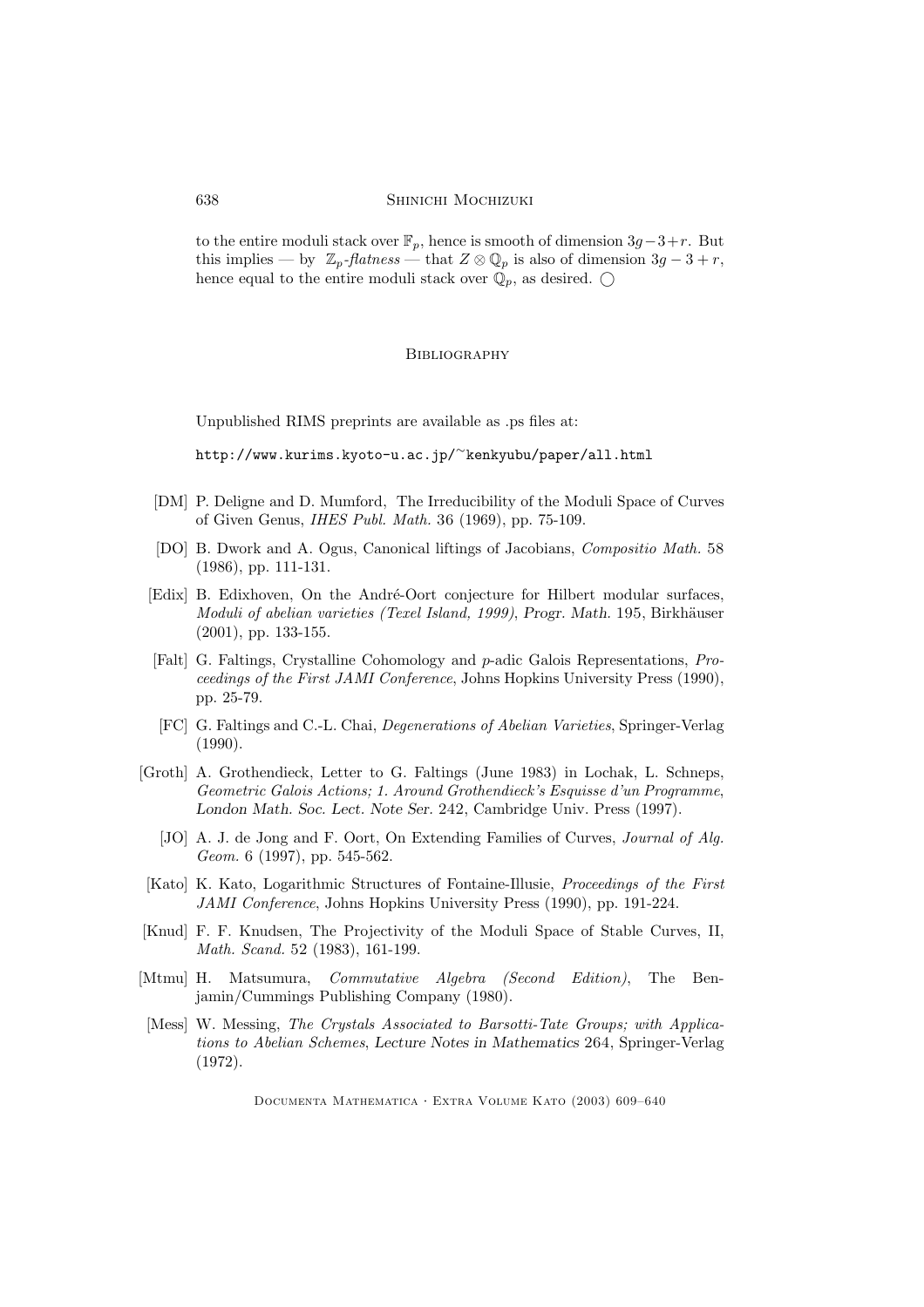to the entire moduli stack over $\mathbb{F}_p$, hence is smooth of dimension $3g-3+r$. But this implies — by *$\mathbb{Z}_p$-flatness* — that $Z \otimes \mathbb{Q}_p$ is also of dimension $3g-3+r$, hence equal to the entire moduli stack over $\mathbb{Q}_p$, as desired. ○

## Bibliography

Unpublished RIMS preprints are available as .ps files at:

`http://www.kurims.kyoto-u.ac.jp/~kenkyubu/paper/all.html`

[DM] P. Deligne and D. Mumford, The Irreducibility of the Moduli Space of Curves of Given Genus, *IHES Publ. Math.* 36 (1969), pp. 75-109.

[DO] B. Dwork and A. Ogus, Canonical liftings of Jacobians, *Compositio Math.* 58 (1986), pp. 111-131.

[Edix] B. Edixhoven, On the André-Oort conjecture for Hilbert modular surfaces, *Moduli of abelian varieties (Texel Island, 1999)*, Progr. Math. 195, Birkhäuser (2001), pp. 133-155.

[Falt] G. Faltings, Crystalline Cohomology and $p$-adic Galois Representations, *Proceedings of the First JAMI Conference*, Johns Hopkins University Press (1990), pp. 25-79.

[FC] G. Faltings and C.-L. Chai, *Degenerations of Abelian Varieties*, Springer-Verlag (1990).

[Groth] A. Grothendieck, Letter to G. Faltings (June 1983) in Lochak, L. Schneps, *Geometric Galois Actions; 1. Around Grothendieck's Esquisse d'un Programme*, London Math. Soc. Lect. Note Ser. 242, Cambridge Univ. Press (1997).

[JO] A. J. de Jong and F. Oort, On Extending Families of Curves, *Journal of Alg. Geom.* 6 (1997), pp. 545-562.

[Kato] K. Kato, Logarithmic Structures of Fontaine-Illusie, *Proceedings of the First JAMI Conference*, Johns Hopkins University Press (1990), pp. 191-224.

[Knud] F. F. Knudsen, The Projectivity of the Moduli Space of Stable Curves, II, *Math. Scand.* 52 (1983), 161-199.

[Mtmu] H. Matsumura, *Commutative Algebra (Second Edition)*, The Benjamin/Cummings Publishing Company (1980).

[Mess] W. Messing, *The Crystals Associated to Barsotti-Tate Groups; with Applications to Abelian Schemes*, Lecture Notes in Mathematics 264, Springer-Verlag (1972).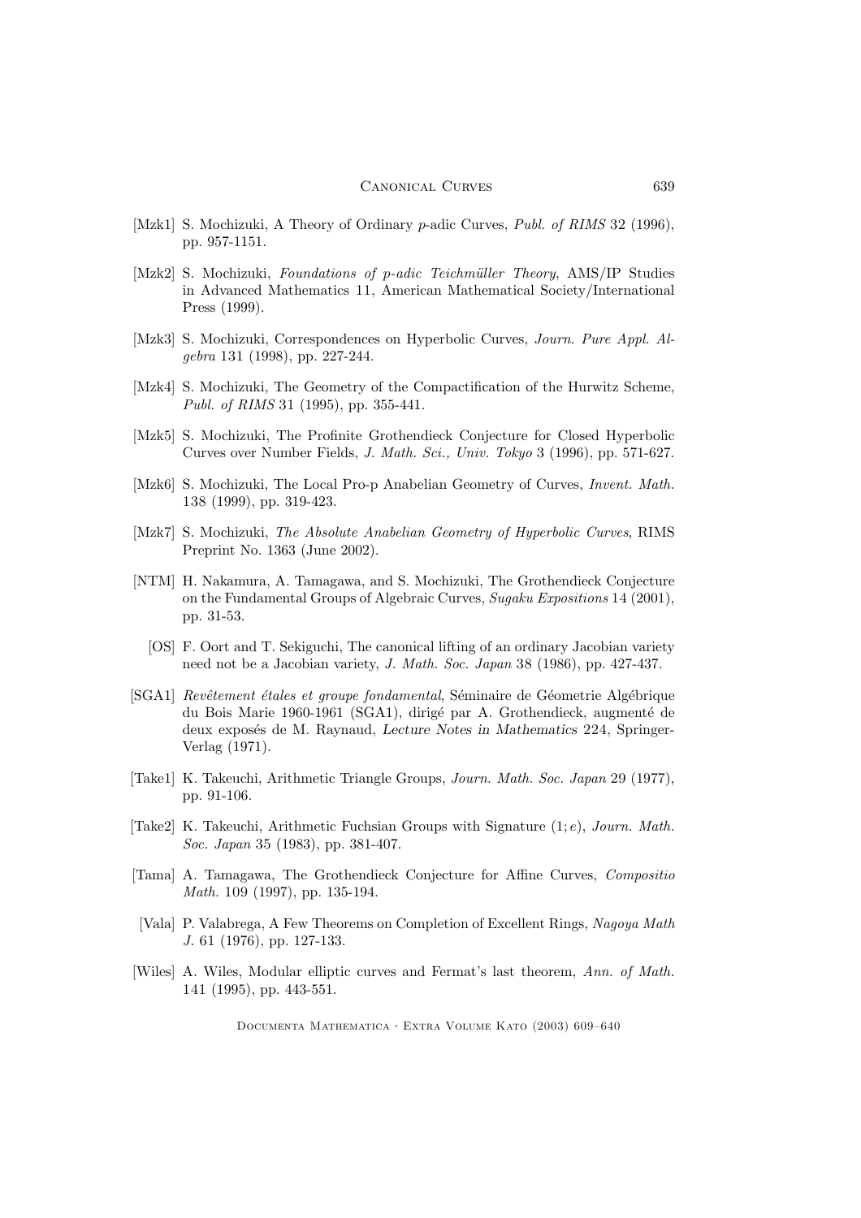[Mzk1] S. Mochizuki, A Theory of Ordinary $p$-adic Curves, *Publ. of RIMS* 32 (1996), pp. 957-1151.

[Mzk2] S. Mochizuki, *Foundations of p-adic Teichmüller Theory*, AMS/IP Studies in Advanced Mathematics 11, American Mathematical Society/International Press (1999).

[Mzk3] S. Mochizuki, Correspondences on Hyperbolic Curves, *Journ. Pure Appl. Algebra* 131 (1998), pp. 227-244.

[Mzk4] S. Mochizuki, The Geometry of the Compactification of the Hurwitz Scheme, *Publ. of RIMS* 31 (1995), pp. 355-441.

[Mzk5] S. Mochizuki, The Profinite Grothendieck Conjecture for Closed Hyperbolic Curves over Number Fields, *J. Math. Sci., Univ. Tokyo* 3 (1996), pp. 571-627.

[Mzk6] S. Mochizuki, The Local Pro-p Anabelian Geometry of Curves, *Invent. Math.* 138 (1999), pp. 319-423.

[Mzk7] S. Mochizuki, *The Absolute Anabelian Geometry of Hyperbolic Curves*, RIMS Preprint No. 1363 (June 2002).

[NTM] H. Nakamura, A. Tamagawa, and S. Mochizuki, The Grothendieck Conjecture on the Fundamental Groups of Algebraic Curves, *Sugaku Expositions* 14 (2001), pp. 31-53.

[OS] F. Oort and T. Sekiguchi, The canonical lifting of an ordinary Jacobian variety need not be a Jacobian variety, *J. Math. Soc. Japan* 38 (1986), pp. 427-437.

[SGA1] *Revêtement étales et groupe fondamental*, Séminaire de Géometrie Algébrique du Bois Marie 1960-1961 (SGA1), dirigé par A. Grothendieck, augmenté de deux exposés de M. Raynaud, *Lecture Notes in Mathematics* 224, Springer-Verlag (1971).

[Take1] K. Takeuchi, Arithmetic Triangle Groups, *Journ. Math. Soc. Japan* 29 (1977), pp. 91-106.

[Take2] K. Takeuchi, Arithmetic Fuchsian Groups with Signature $(1; e)$, *Journ. Math. Soc. Japan* 35 (1983), pp. 381-407.

[Tama] A. Tamagawa, The Grothendieck Conjecture for Affine Curves, *Compositio Math.* 109 (1997), pp. 135-194.

[Vala] P. Valabrega, A Few Theorems on Completion of Excellent Rings, *Nagoya Math J.* 61 (1976), pp. 127-133.

[Wiles] A. Wiles, Modular elliptic curves and Fermat's last theorem, *Ann. of Math.* 141 (1995), pp. 443-551.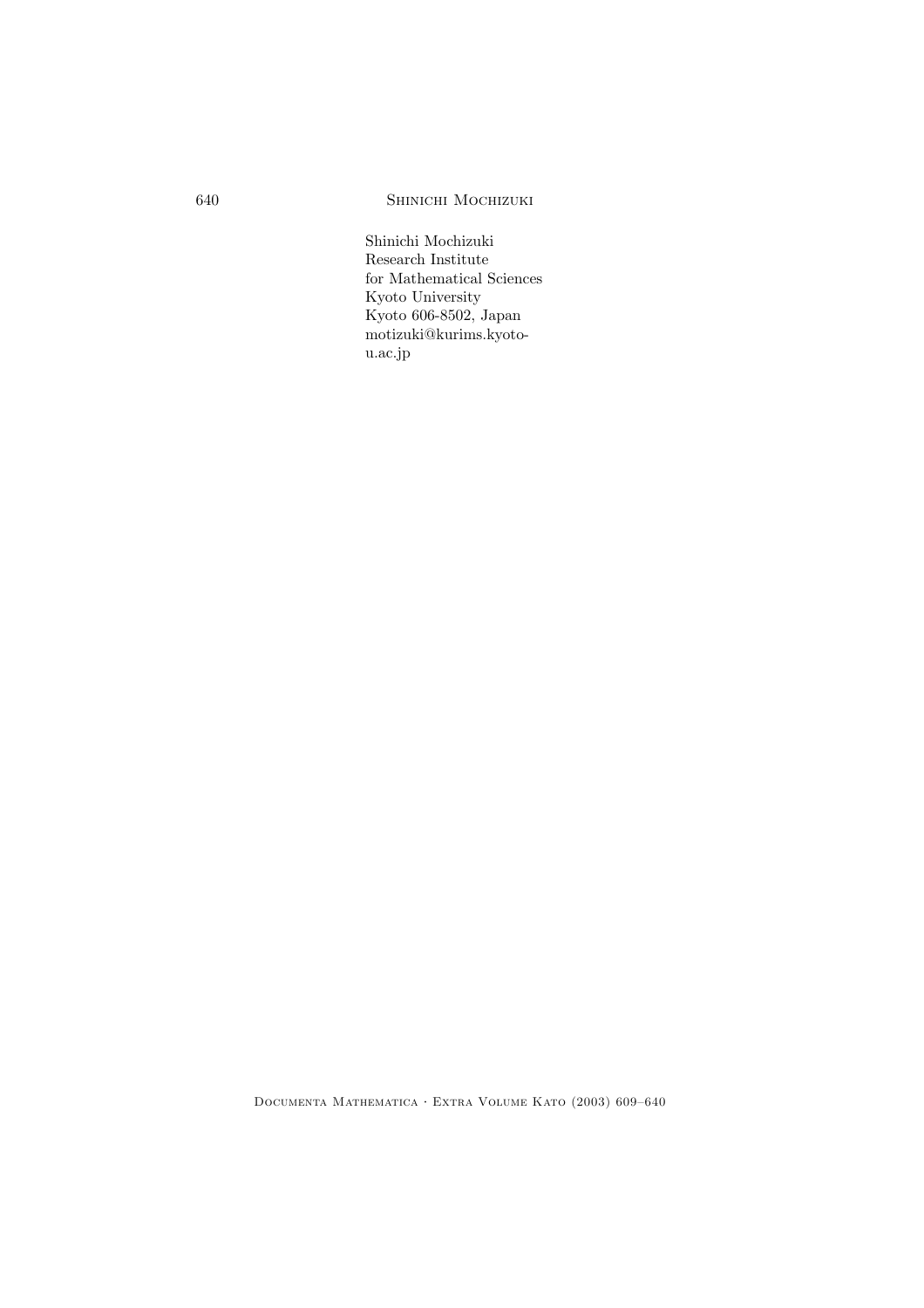Shinichi Mochizuki
Research Institute
for Mathematical Sciences
Kyoto University
Kyoto 606-8502, Japan
motizuki@kurims.kyoto-u.ac.jp